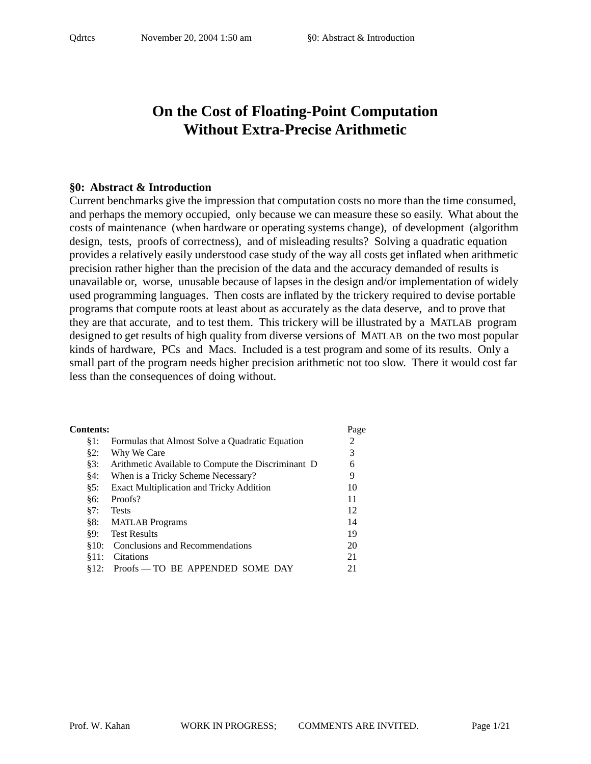# On the Cost of Floating-Point Computation Without Extra-Precise Arithmetic

## §0: Abstract & Introduction

Current benchmarks give the impression that computation costs no more than the time consumed, and perhaps the memory occupied, only because we can measure these so easily. What about the costs of maintenance (when hardware or operating systems change), of development (algorithm design, tests, proofs of correctness), and of misleading results? Solving a quadratic equation provides a relatively easily understood case study of the way all costs get inflated when arithmetic precision rather higher than the precision of the data and the accuracy demanded of results is unavailable or, worse, unusable because of lapses in the design and/or implementation of widely used programming languages. Then costs are inflated by the trickery required to devise portable programs that compute roots at least about as accurately as the data deserve, and to prove that they are that accurate, and to test them. This trickery will be illustrated by a MATLAB program designed to get results of high quality from diverse versions of MATLAB on the two most popular kinds of hardware, PCs and Macs. Included is a test program and some of its results. Only a small part of the program needs higher precision arithmetic not too slow. There it would cost far less than the consequences of doing without.

| **Contents:** | | Page |
|---|---|---|
| §1: | Formulas that Almost Solve a Quadratic Equation | 2 |
| §2: | Why We Care | 3 |
| §3: | Arithmetic Available to Compute the Discriminant D | 6 |
| §4: | When is a Tricky Scheme Necessary? | 9 |
| §5: | Exact Multiplication and Tricky Addition | 10 |
| §6: | Proofs? | 11 |
| §7: | Tests | 12 |
| §8: | MATLAB Programs | 14 |
| §9: | Test Results | 19 |
| §10: | Conclusions and Recommendations | 20 |
| §11: | Citations | 21 |
| §12: | Proofs — TO BE APPENDED SOME DAY | 21 |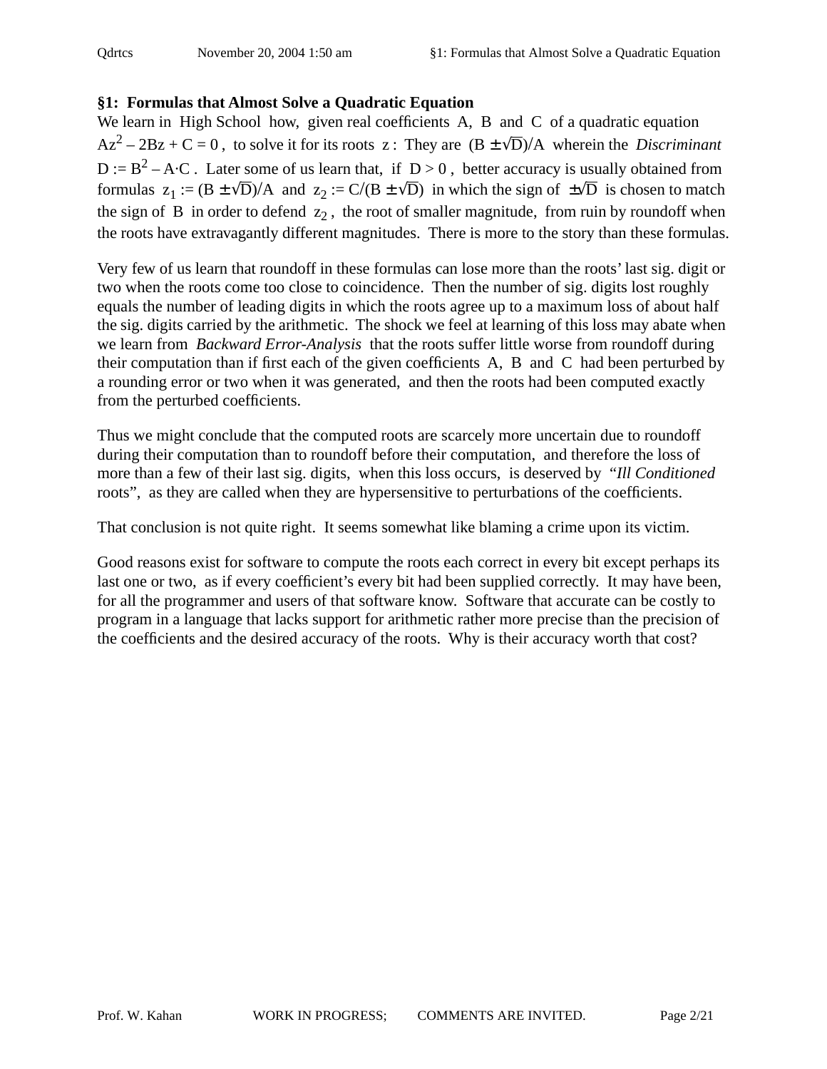## §1: Formulas that Almost Solve a Quadratic Equation

We learn in High School how, given real coefficients A, B and C of a quadratic equation $Az^2 - 2Bz + C = 0$, to solve it for its roots z : They are $(B \pm \sqrt{D})/A$ wherein the *Discriminant* $D := B^2 - A \cdot C$. Later some of us learn that, if $D > 0$, better accuracy is usually obtained from formulas $z_1 := (B \pm \sqrt{D})/A$ and $z_2 := C/(B \pm \sqrt{D})$ in which the sign of $\pm\sqrt{D}$ is chosen to match the sign of B in order to defend $z_2$, the root of smaller magnitude, from ruin by roundoff when the roots have extravagantly different magnitudes. There is more to the story than these formulas.

Very few of us learn that roundoff in these formulas can lose more than the roots' last sig. digit or two when the roots come too close to coincidence. Then the number of sig. digits lost roughly equals the number of leading digits in which the roots agree up to a maximum loss of about half the sig. digits carried by the arithmetic. The shock we feel at learning of this loss may abate when we learn from *Backward Error-Analysis* that the roots suffer little worse from roundoff during their computation than if first each of the given coefficients A, B and C had been perturbed by a rounding error or two when it was generated, and then the roots had been computed exactly from the perturbed coefficients.

Thus we might conclude that the computed roots are scarcely more uncertain due to roundoff during their computation than to roundoff before their computation, and therefore the loss of more than a few of their last sig. digits, when this loss occurs, is deserved by "*Ill Conditioned* roots", as they are called when they are hypersensitive to perturbations of the coefficients.

That conclusion is not quite right. It seems somewhat like blaming a crime upon its victim.

Good reasons exist for software to compute the roots each correct in every bit except perhaps its last one or two, as if every coefficient's every bit had been supplied correctly. It may have been, for all the programmer and users of that software know. Software that accurate can be costly to program in a language that lacks support for arithmetic rather more precise than the precision of the coefficients and the desired accuracy of the roots. Why is their accuracy worth that cost?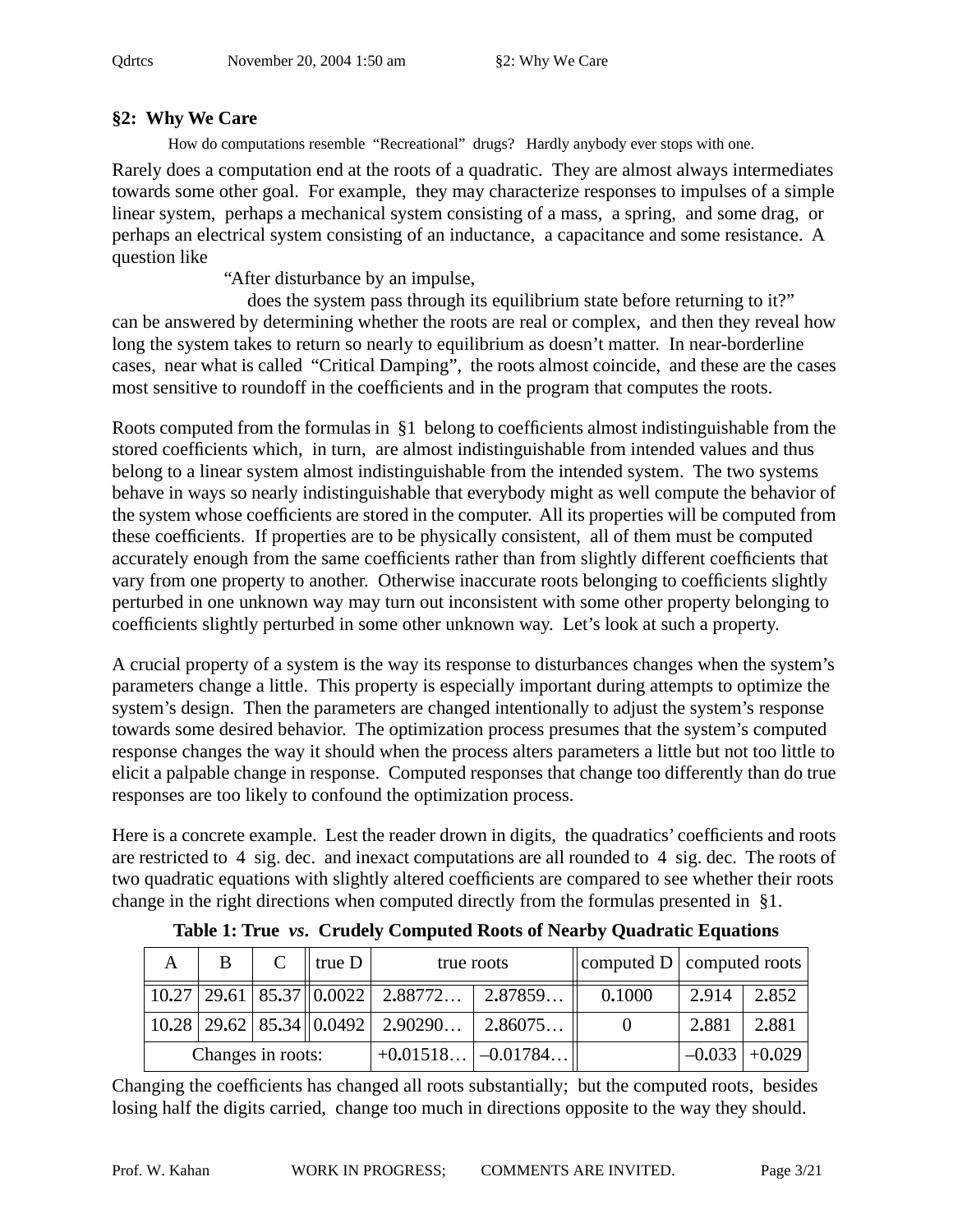## §2: Why We Care

How do computations resemble "Recreational" drugs? Hardly anybody ever stops with one.

Rarely does a computation end at the roots of a quadratic. They are almost always intermediates towards some other goal. For example, they may characterize responses to impulses of a simple linear system, perhaps a mechanical system consisting of a mass, a spring, and some drag, or perhaps an electrical system consisting of an inductance, a capacitance and some resistance. A question like

"After disturbance by an impulse,
does the system pass through its equilibrium state before returning to it?"

can be answered by determining whether the roots are real or complex, and then they reveal how long the system takes to return so nearly to equilibrium as doesn't matter. In near-borderline cases, near what is called "Critical Damping", the roots almost coincide, and these are the cases most sensitive to roundoff in the coefficients and in the program that computes the roots.

Roots computed from the formulas in §1 belong to coefficients almost indistinguishable from the stored coefficients which, in turn, are almost indistinguishable from intended values and thus belong to a linear system almost indistinguishable from the intended system. The two systems behave in ways so nearly indistinguishable that everybody might as well compute the behavior of the system whose coefficients are stored in the computer. All its properties will be computed from these coefficients. If properties are to be physically consistent, all of them must be computed accurately enough from the same coefficients rather than from slightly different coefficients that vary from one property to another. Otherwise inaccurate roots belonging to coefficients slightly perturbed in one unknown way may turn out inconsistent with some other property belonging to coefficients slightly perturbed in some other unknown way. Let's look at such a property.

A crucial property of a system is the way its response to disturbances changes when the system's parameters change a little. This property is especially important during attempts to optimize the system's design. Then the parameters are changed intentionally to adjust the system's response towards some desired behavior. The optimization process presumes that the system's computed response changes the way it should when the process alters parameters a little but not too little to elicit a palpable change in response. Computed responses that change too differently than do true responses are too likely to confound the optimization process.

Here is a concrete example. Lest the reader drown in digits, the quadratics' coefficients and roots are restricted to 4 sig. dec. and inexact computations are all rounded to 4 sig. dec. The roots of two quadratic equations with slightly altered coefficients are compared to see whether their roots change in the right directions when computed directly from the formulas presented in §1.

**Table 1: True *vs*. Crudely Computed Roots of Nearby Quadratic Equations**

| A | B | C | true D | true roots | | computed D | computed roots | |
|---|---|---|---|---|---|---|---|---|
| 10.27 | 29.61 | 85.37 | 0.0022 | 2.88772… | 2.87859… | 0.1000 | 2.914 | 2.852 |
| 10.28 | 29.62 | 85.34 | 0.0492 | 2.90290… | 2.86075… | 0 | 2.881 | 2.881 |
| Changes in roots: | | | | +0.01518… | –0.01784… | | –0.033 | +0.029 |

Changing the coefficients has changed all roots substantially; but the computed roots, besides losing half the digits carried, change too much in directions opposite to the way they should.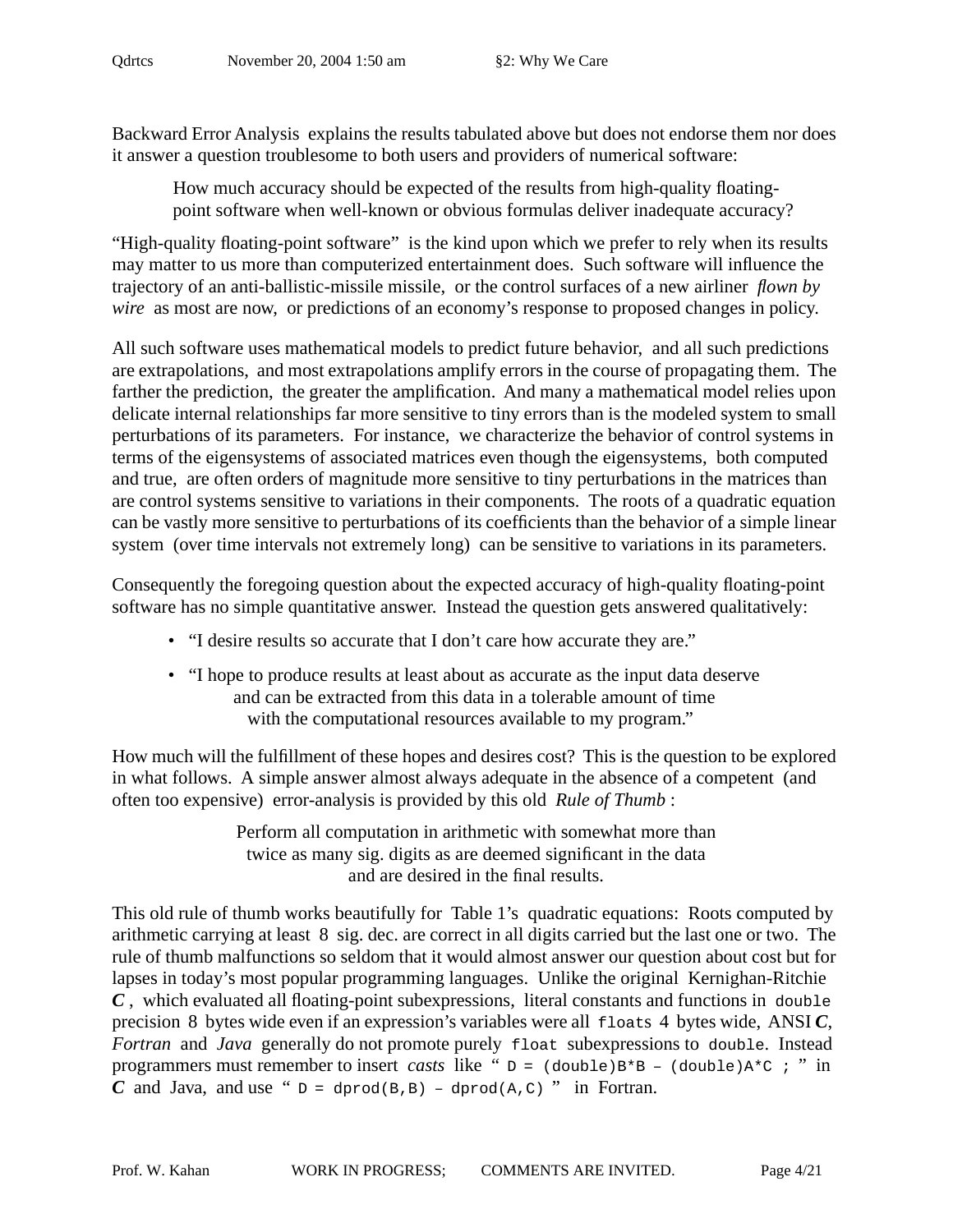Backward Error Analysis explains the results tabulated above but does not endorse them nor does it answer a question troublesome to both users and providers of numerical software:

> How much accuracy should be expected of the results from high-quality floating-point software when well-known or obvious formulas deliver inadequate accuracy?

"High-quality floating-point software" is the kind upon which we prefer to rely when its results may matter to us more than computerized entertainment does. Such software will influence the trajectory of an anti-ballistic-missile missile, or the control surfaces of a new airliner *flown by wire* as most are now, or predictions of an economy's response to proposed changes in policy.

All such software uses mathematical models to predict future behavior, and all such predictions are extrapolations, and most extrapolations amplify errors in the course of propagating them. The farther the prediction, the greater the amplification. And many a mathematical model relies upon delicate internal relationships far more sensitive to tiny errors than is the modeled system to small perturbations of its parameters. For instance, we characterize the behavior of control systems in terms of the eigensystems of associated matrices even though the eigensystems, both computed and true, are often orders of magnitude more sensitive to tiny perturbations in the matrices than are control systems sensitive to variations in their components. The roots of a quadratic equation can be vastly more sensitive to perturbations of its coefficients than the behavior of a simple linear system (over time intervals not extremely long) can be sensitive to variations in its parameters.

Consequently the foregoing question about the expected accuracy of high-quality floating-point software has no simple quantitative answer. Instead the question gets answered qualitatively:

- "I desire results so accurate that I don't care how accurate they are."
- "I hope to produce results at least about as accurate as the input data deserve and can be extracted from this data in a tolerable amount of time with the computational resources available to my program."

How much will the fulfillment of these hopes and desires cost? This is the question to be explored in what follows. A simple answer almost always adequate in the absence of a competent (and often too expensive) error-analysis is provided by this old *Rule of Thumb* :

> Perform all computation in arithmetic with somewhat more than twice as many sig. digits as are deemed significant in the data and are desired in the final results.

This old rule of thumb works beautifully for Table 1's quadratic equations: Roots computed by arithmetic carrying at least 8 sig. dec. are correct in all digits carried but the last one or two. The rule of thumb malfunctions so seldom that it would almost answer our question about cost but for lapses in today's most popular programming languages. Unlike the original Kernighan-Ritchie ***C*** , which evaluated all floating-point subexpressions, literal constants and functions in `double` precision 8 bytes wide even if an expression's variables were all `floats` 4 bytes wide, ANSI ***C***, *Fortran* and *Java* generally do not promote purely `float` subexpressions to `double`. Instead programmers must remember to insert *casts* like " `D = (double)B*B – (double)A*C ;` " in ***C*** and Java, and use " `D = dprod(B,B) – dprod(A,C)` " in Fortran.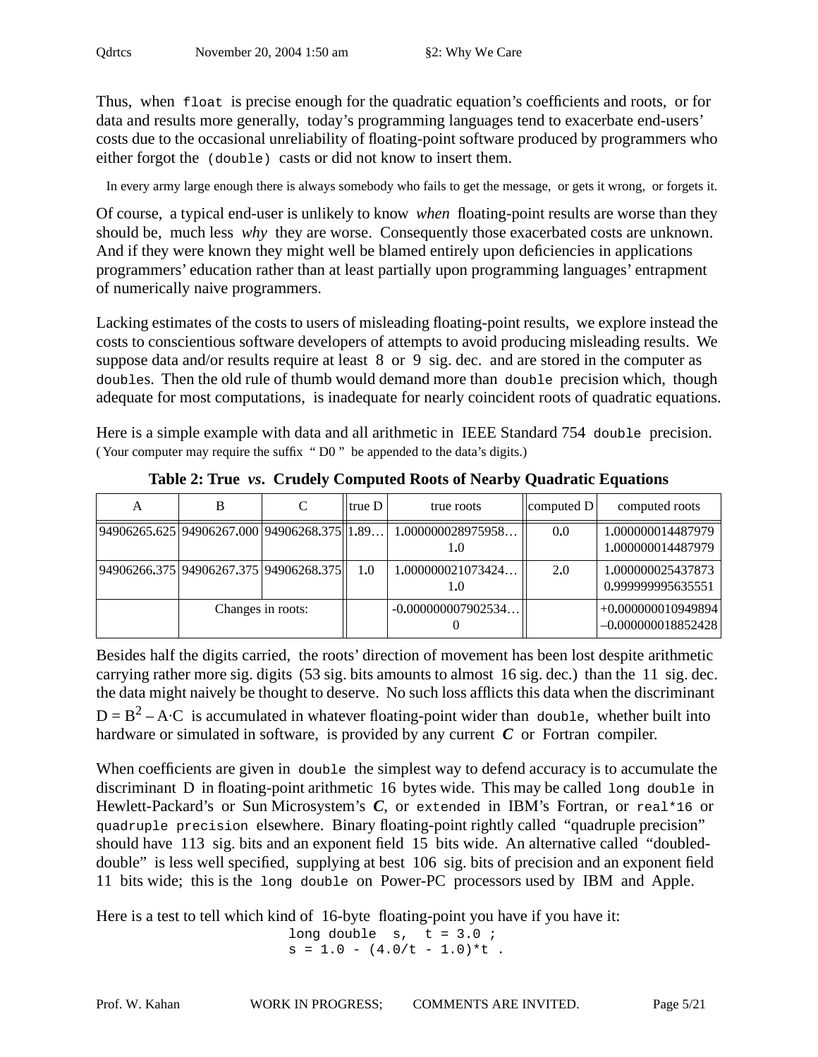Thus, when `float` is precise enough for the quadratic equation's coefficients and roots, or for data and results more generally, today's programming languages tend to exacerbate end-users' costs due to the occasional unreliability of floating-point software produced by programmers who either forgot the `(double)` casts or did not know to insert them.

In every army large enough there is always somebody who fails to get the message, or gets it wrong, or forgets it.

Of course, a typical end-user is unlikely to know *when* floating-point results are worse than they should be, much less *why* they are worse. Consequently those exacerbated costs are unknown. And if they were known they might well be blamed entirely upon deficiencies in applications programmers' education rather than at least partially upon programming languages' entrapment of numerically naive programmers.

Lacking estimates of the costs to users of misleading floating-point results, we explore instead the costs to conscientious software developers of attempts to avoid producing misleading results. We suppose data and/or results require at least 8 or 9 sig. dec. and are stored in the computer as `double`s. Then the old rule of thumb would demand more than `double` precision which, though adequate for most computations, is inadequate for nearly coincident roots of quadratic equations.

Here is a simple example with data and all arithmetic in IEEE Standard 754 `double` precision. ( Your computer may require the suffix " D0 " be appended to the data's digits.)

**Table 2: True *vs*. Crudely Computed Roots of Nearby Quadratic Equations**

| A | B | C | true D | true roots | computed D | computed roots |
|---|---|---|---|---|---|---|
| 94906265.625 | 94906267.000 | 94906268.375 | 1.89… | 1.000000028975958…<br>1.0 | 0.0 | 1.000000014487979<br>1.000000014487979 |
| 94906266.375 | 94906267.375 | 94906268.375 | 1.0 | 1.000000021073424…<br>1.0 | 2.0 | 1.000000025437873<br>0.999999995635551 |
| | Changes in roots: | | | -0.000000007902534…<br>0 | | +0.000000010949894<br>–0.000000018852428 |

Besides half the digits carried, the roots' direction of movement has been lost despite arithmetic carrying rather more sig. digits (53 sig. bits amounts to almost 16 sig. dec.) than the 11 sig. dec. the data might naively be thought to deserve. No such loss afflicts this data when the discriminant $D = B^2 - A \cdot C$ is accumulated in whatever floating-point wider than `double`, whether built into hardware or simulated in software, is provided by any current ***C*** or Fortran compiler.

When coefficients are given in `double` the simplest way to defend accuracy is to accumulate the discriminant D in floating-point arithmetic 16 bytes wide. This may be called `long double` in Hewlett-Packard's or Sun Microsystem's ***C***, or `extended` in IBM's Fortran, or `real*16` or `quadruple precision` elsewhere. Binary floating-point rightly called "quadruple precision" should have 113 sig. bits and an exponent field 15 bits wide. An alternative called "doubled-double" is less well specified, supplying at best 106 sig. bits of precision and an exponent field 11 bits wide; this is the `long double` on Power-PC processors used by IBM and Apple.

Here is a test to tell which kind of 16-byte floating-point you have if you have it:

```
long double  s,  t = 3.0 ;
s = 1.0 - (4.0/t - 1.0)*t .
```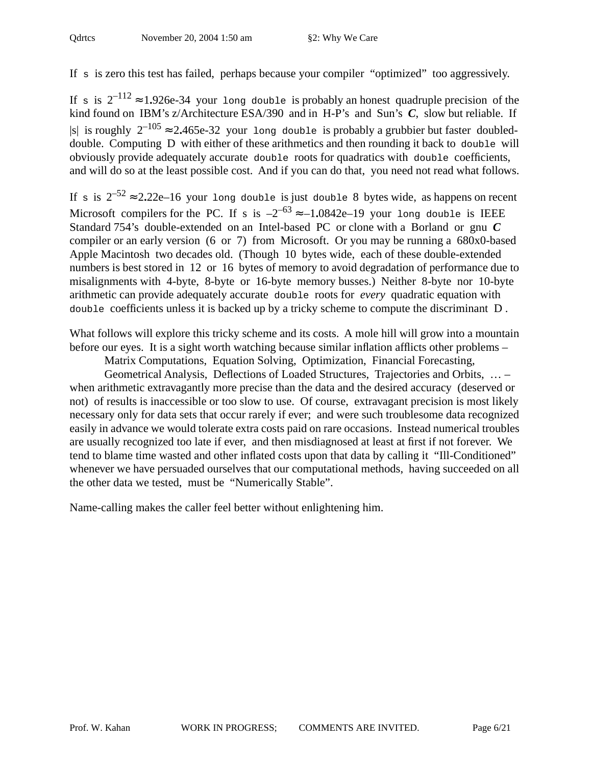If `s` is zero this test has failed, perhaps because your compiler "optimized" too aggressively.

If `s` is $2^{-112} \approx 1.926\text{e-}34$ your `long double` is probably an honest quadruple precision of the kind found on IBM's z/Architecture ESA/390 and in H-P's and Sun's ***C***, slow but reliable. If $|s|$ is roughly $2^{-105} \approx 2.465\text{e-}32$ your `long double` is probably a grubbier but faster doubled-double. Computing D with either of these arithmetics and then rounding it back to `double` will obviously provide adequately accurate `double` roots for quadratics with `double` coefficients, and will do so at the least possible cost. And if you can do that, you need not read what follows.

If `s` is $2^{-52} \approx 2.22\text{e}{-16}$ your `long double` is just `double` 8 bytes wide, as happens on recent Microsoft compilers for the PC. If `s` is $-2^{-63} \approx -1.0842\text{e}{-19}$ your `long double` is IEEE Standard 754's double-extended on an Intel-based PC or clone with a Borland or gnu ***C*** compiler or an early version (6 or 7) from Microsoft. Or you may be running a 680x0-based Apple Macintosh two decades old. (Though 10 bytes wide, each of these double-extended numbers is best stored in 12 or 16 bytes of memory to avoid degradation of performance due to misalignments with 4-byte, 8-byte or 16-byte memory busses.) Neither 8-byte nor 10-byte arithmetic can provide adequately accurate `double` roots for *every* quadratic equation with `double` coefficients unless it is backed up by a tricky scheme to compute the discriminant D .

What follows will explore this tricky scheme and its costs. A mole hill will grow into a mountain before our eyes. It is a sight worth watching because similar inflation afflicts other problems –

Matrix Computations, Equation Solving, Optimization, Financial Forecasting,
Geometrical Analysis, Deflections of Loaded Structures, Trajectories and Orbits, … –

when arithmetic extravagantly more precise than the data and the desired accuracy (deserved or not) of results is inaccessible or too slow to use. Of course, extravagant precision is most likely necessary only for data sets that occur rarely if ever; and were such troublesome data recognized easily in advance we would tolerate extra costs paid on rare occasions. Instead numerical troubles are usually recognized too late if ever, and then misdiagnosed at least at first if not forever. We tend to blame time wasted and other inflated costs upon that data by calling it "Ill-Conditioned" whenever we have persuaded ourselves that our computational methods, having succeeded on all the other data we tested, must be "Numerically Stable".

Name-calling makes the caller feel better without enlightening him.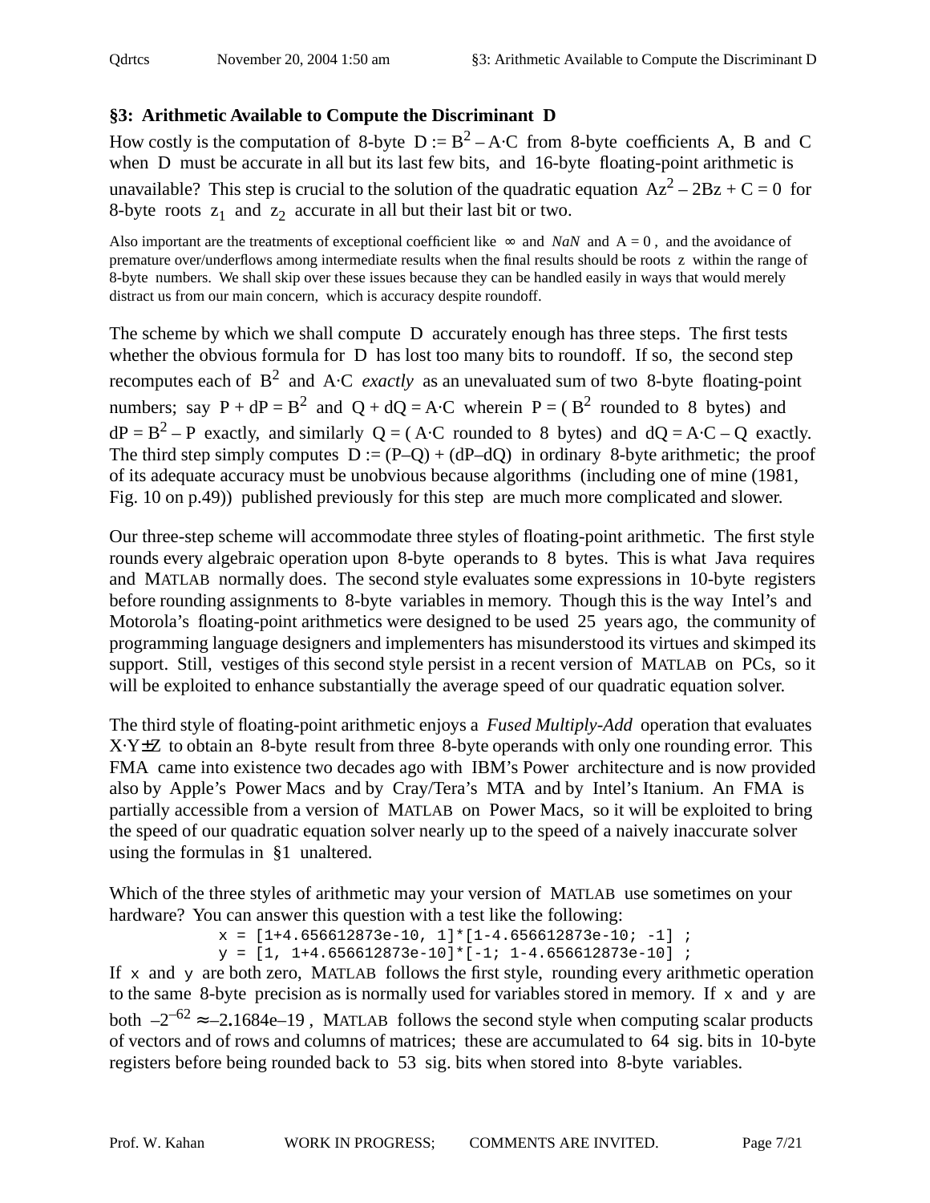## §3: Arithmetic Available to Compute the Discriminant D

How costly is the computation of 8-byte $D := B^2 - A{\cdot}C$ from 8-byte coefficients A, B and C when D must be accurate in all but its last few bits, and 16-byte floating-point arithmetic is unavailable? This step is crucial to the solution of the quadratic equation $Az^2 - 2Bz + C = 0$ for 8-byte roots $z_1$ and $z_2$ accurate in all but their last bit or two.

Also important are the treatments of exceptional coefficient like ∞ and *NaN* and A = 0 , and the avoidance of premature over/underflows among intermediate results when the final results should be roots z within the range of 8-byte numbers. We shall skip over these issues because they can be handled easily in ways that would merely distract us from our main concern, which is accuracy despite roundoff.

The scheme by which we shall compute D accurately enough has three steps. The first tests whether the obvious formula for D has lost too many bits to roundoff. If so, the second step recomputes each of $B^2$ and $A{\cdot}C$ *exactly* as an unevaluated sum of two 8-byte floating-point numbers; say $P + dP = B^2$ and $Q + dQ = A{\cdot}C$ wherein P = ( $B^2$ rounded to 8 bytes) and $dP = B^2 - P$ exactly, and similarly Q = ( $A{\cdot}C$ rounded to 8 bytes) and $dQ = A{\cdot}C - Q$ exactly. The third step simply computes $D := (P-Q) + (dP-dQ)$ in ordinary 8-byte arithmetic; the proof of its adequate accuracy must be unobvious because algorithms (including one of mine (1981, Fig. 10 on p.49)) published previously for this step are much more complicated and slower.

Our three-step scheme will accommodate three styles of floating-point arithmetic. The first style rounds every algebraic operation upon 8-byte operands to 8 bytes. This is what Java requires and MATLAB normally does. The second style evaluates some expressions in 10-byte registers before rounding assignments to 8-byte variables in memory. Though this is the way Intel's and Motorola's floating-point arithmetics were designed to be used 25 years ago, the community of programming language designers and implementers has misunderstood its virtues and skimped its support. Still, vestiges of this second style persist in a recent version of MATLAB on PCs, so it will be exploited to enhance substantially the average speed of our quadratic equation solver.

The third style of floating-point arithmetic enjoys a *Fused Multiply-Add* operation that evaluates $X{\cdot}Y{\pm}Z$ to obtain an 8-byte result from three 8-byte operands with only one rounding error. This FMA came into existence two decades ago with IBM's Power architecture and is now provided also by Apple's Power Macs and by Cray/Tera's MTA and by Intel's Itanium. An FMA is partially accessible from a version of MATLAB on Power Macs, so it will be exploited to bring the speed of our quadratic equation solver nearly up to the speed of a naively inaccurate solver using the formulas in §1 unaltered.

Which of the three styles of arithmetic may your version of MATLAB use sometimes on your hardware? You can answer this question with a test like the following:

```
x = [1+4.656612873e-10, 1]*[1-4.656612873e-10; -1] ;
y = [1, 1+4.656612873e-10]*[-1; 1-4.656612873e-10] ;
```

If x and y are both zero, MATLAB follows the first style, rounding every arithmetic operation to the same 8-byte precision as is normally used for variables stored in memory. If x and y are both $-2^{-62} \approx -2.1684\text{e}{-19}$ , MATLAB follows the second style when computing scalar products of vectors and of rows and columns of matrices; these are accumulated to 64 sig. bits in 10-byte registers before being rounded back to 53 sig. bits when stored into 8-byte variables.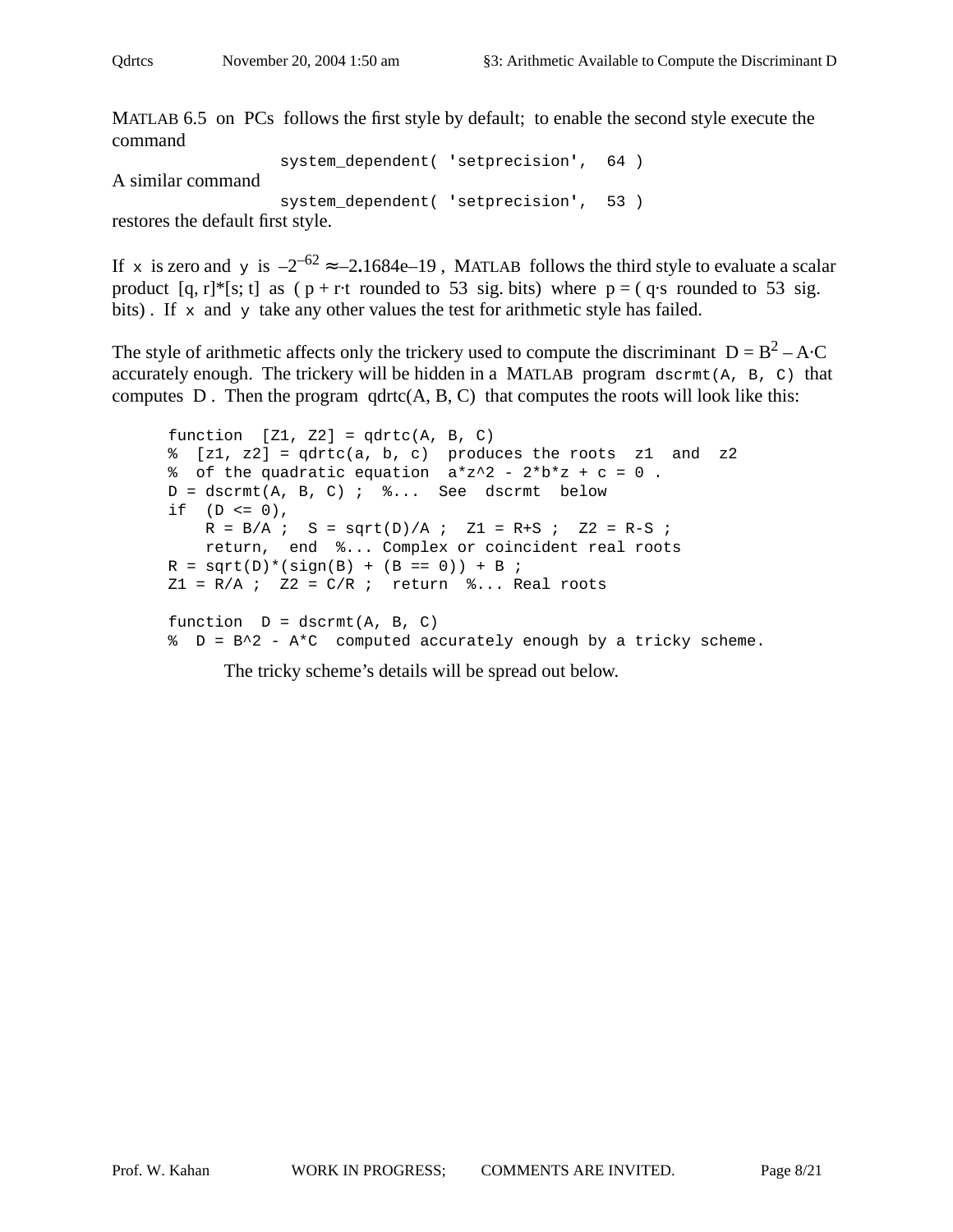MATLAB 6.5 on PCs follows the first style by default; to enable the second style execute the command

```
system_dependent( 'setprecision', 64 )
```

A similar command

```
system_dependent( 'setprecision', 53 )
```

restores the default first style.

If `x` is zero and `y` is $-2^{-62} \approx -2.1684\text{e}{-19}$ , MATLAB follows the third style to evaluate a scalar product [q, r]*[s; t] as ( p + r·t rounded to 53 sig. bits) where p = ( q·s rounded to 53 sig. bits) . If `x` and `y` take any other values the test for arithmetic style has failed.

The style of arithmetic affects only the trickery used to compute the discriminant $D = B^2 - A \cdot C$ accurately enough. The trickery will be hidden in a MATLAB program `dscrmt(A, B, C)` that computes D . Then the program qdrtc(A, B, C) that computes the roots will look like this:

```
function  [Z1, Z2] = qdrtc(A, B, C)
%  [z1, z2] = qdrtc(a, b, c)  produces the roots  z1  and  z2
%  of the quadratic equation  a*z^2 - 2*b*z + c = 0 .
D = dscrmt(A, B, C) ;  %...  See  dscrmt  below
if  (D <= 0),
    R = B/A ;  S = sqrt(D)/A ;  Z1 = R+S ;  Z2 = R-S ;
    return,  end  %... Complex or coincident real roots
R = sqrt(D)*(sign(B) + (B == 0)) + B ;
Z1 = R/A ;  Z2 = C/R ;  return  %... Real roots

function  D = dscrmt(A, B, C)
%  D = B^2 - A*C  computed accurately enough by a tricky scheme.
```

The tricky scheme's details will be spread out below.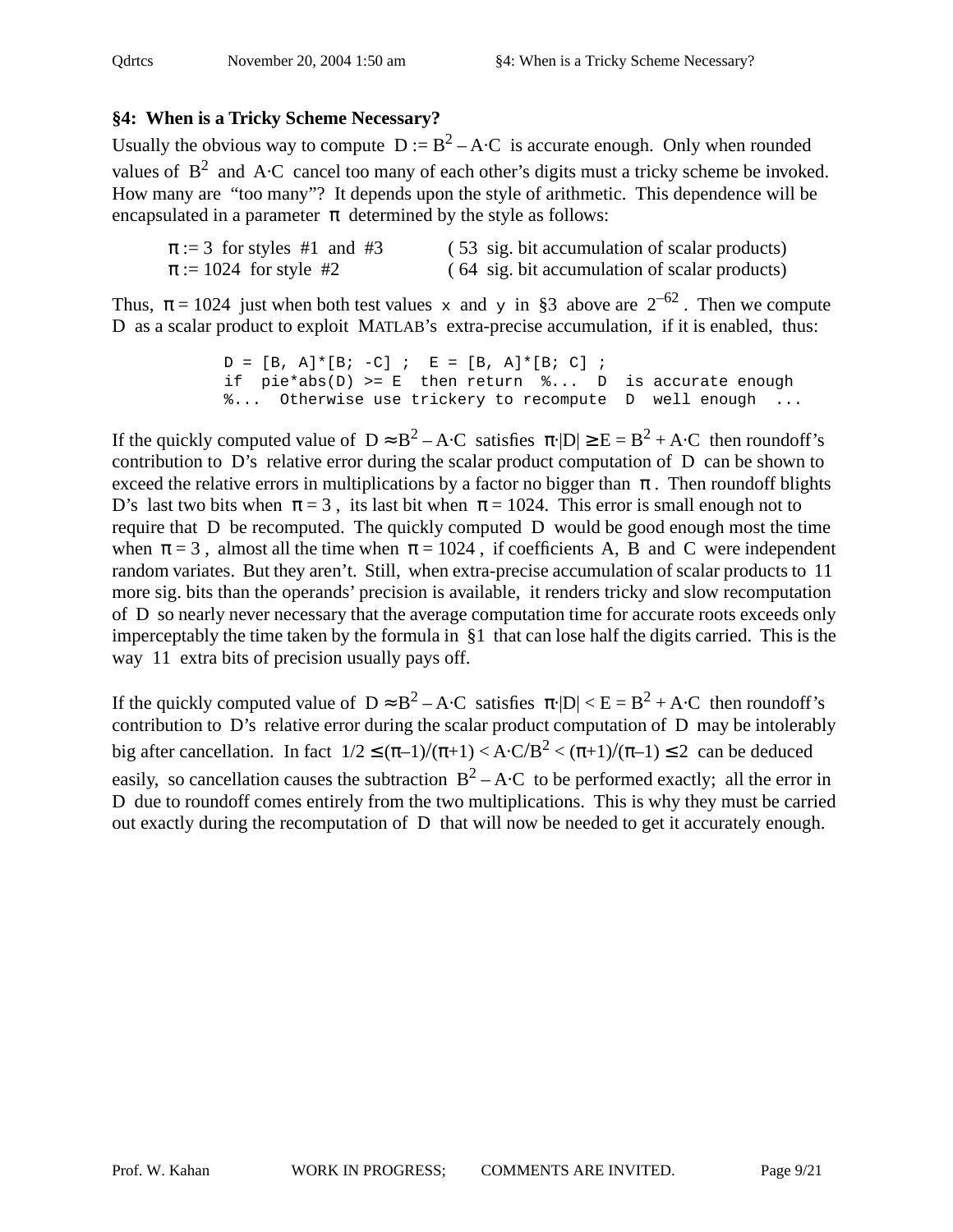## §4: When is a Tricky Scheme Necessary?

Usually the obvious way to compute $D := B^2 - A \cdot C$ is accurate enough. Only when rounded values of $B^2$ and $A \cdot C$ cancel too many of each other's digits must a tricky scheme be invoked. How many are "too many"? It depends upon the style of arithmetic. This dependence will be encapsulated in a parameter $\pi$ determined by the style as follows:

$\pi := 3$ for styles #1 and #3 ( 53 sig. bit accumulation of scalar products)
$\pi := 1024$ for style #2 ( 64 sig. bit accumulation of scalar products)

Thus, $\pi = 1024$ just when both test values `x` and `y` in §3 above are $2^{-62}$. Then we compute D as a scalar product to exploit MATLAB's extra-precise accumulation, if it is enabled, thus:

```
D = [B, A]*[B; -C] ;  E = [B, A]*[B; C] ;
if  pie*abs(D) >= E  then return  %...  D  is accurate enough
%...  Otherwise use trickery to recompute  D  well enough  ...
```

If the quickly computed value of $D \approx B^2 - A \cdot C$ satisfies $\pi \cdot |D| \geq E = B^2 + A \cdot C$ then roundoff's contribution to D's relative error during the scalar product computation of D can be shown to exceed the relative errors in multiplications by a factor no bigger than $\pi$. Then roundoff blights D's last two bits when $\pi = 3$, its last bit when $\pi = 1024$. This error is small enough not to require that D be recomputed. The quickly computed D would be good enough most the time when $\pi = 3$, almost all the time when $\pi = 1024$, if coefficients A, B and C were independent random variates. But they aren't. Still, when extra-precise accumulation of scalar products to 11 more sig. bits than the operands' precision is available, it renders tricky and slow recomputation of D so nearly never necessary that the average computation time for accurate roots exceeds only imperceptably the time taken by the formula in §1 that can lose half the digits carried. This is the way 11 extra bits of precision usually pays off.

If the quickly computed value of $D \approx B^2 - A \cdot C$ satisfies $\pi \cdot |D| < E = B^2 + A \cdot C$ then roundoff's contribution to D's relative error during the scalar product computation of D may be intolerably big after cancellation. In fact $1/2 \leq (\pi - 1)/(\pi + 1) < A \cdot C/B^2 < (\pi + 1)/(\pi - 1) \leq 2$ can be deduced easily, so cancellation causes the subtraction $B^2 - A \cdot C$ to be performed exactly; all the error in D due to roundoff comes entirely from the two multiplications. This is why they must be carried out exactly during the recomputation of D that will now be needed to get it accurately enough.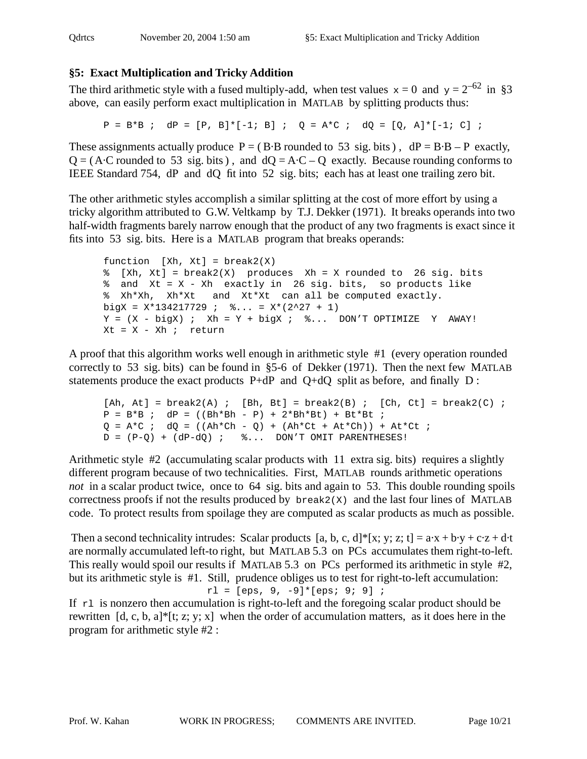## §5: Exact Multiplication and Tricky Addition

The third arithmetic style with a fused multiply-add, when test values x = 0 and $y = 2^{-62}$ in §3 above, can easily perform exact multiplication in MATLAB by splitting products thus:

```
P = B*B ;  dP = [P, B]*[-1; B] ;  Q = A*C ;  dQ = [Q, A]*[-1; C] ;
```

These assignments actually produce P = ( B·B rounded to 53 sig. bits ) , dP = B·B – P exactly, Q = ( A·C rounded to 53 sig. bits ) , and dQ = A·C – Q exactly. Because rounding conforms to IEEE Standard 754, dP and dQ fit into 52 sig. bits; each has at least one trailing zero bit.

The other arithmetic styles accomplish a similar splitting at the cost of more effort by using a tricky algorithm attributed to G.W. Veltkamp by T.J. Dekker (1971). It breaks operands into two half-width fragments barely narrow enough that the product of any two fragments is exact since it fits into 53 sig. bits. Here is a MATLAB program that breaks operands:

```
function  [Xh, Xt] = break2(X)
%  [Xh, Xt] = break2(X)  produces  Xh = X rounded to  26 sig. bits
%  and  Xt = X - Xh  exactly in  26 sig. bits,  so products like
%  Xh*Xh,  Xh*Xt   and  Xt*Xt  can all be computed exactly.
bigX = X*134217729 ;  %... = X*(2^27 + 1)
Y = (X - bigX) ;  Xh = Y + bigX ;  %...  DON’T OPTIMIZE  Y  AWAY!
Xt = X - Xh ;  return
```

A proof that this algorithm works well enough in arithmetic style #1 (every operation rounded correctly to 53 sig. bits) can be found in §5-6 of Dekker (1971). Then the next few MATLAB statements produce the exact products P+dP and Q+dQ split as before, and finally D :

```
[Ah, At] = break2(A) ;  [Bh, Bt] = break2(B) ;  [Ch, Ct] = break2(C) ;
P = B*B ;  dP = ((Bh*Bh - P) + 2*Bh*Bt) + Bt*Bt ;
Q = A*C ;  dQ = ((Ah*Ch - Q) + (Ah*Ct + At*Ch)) + At*Ct ;
D = (P-Q) + (dP-dQ) ;   %...  DON’T OMIT PARENTHESES!
```

Arithmetic style #2 (accumulating scalar products with 11 extra sig. bits) requires a slightly different program because of two technicalities. First, MATLAB rounds arithmetic operations *not* in a scalar product twice, once to 64 sig. bits and again to 53. This double rounding spoils correctness proofs if not the results produced by `break2(X)` and the last four lines of MATLAB code. To protect results from spoilage they are computed as scalar products as much as possible.

Then a second technicality intrudes: Scalar products [a, b, c, d]*[x; y; z; t] = a·x + b·y + c·z + d·t are normally accumulated left-to right, but MATLAB 5.3 on PCs accumulates them right-to-left. This really would spoil our results if MATLAB 5.3 on PCs performed its arithmetic in style #2, but its arithmetic style is #1. Still, prudence obliges us to test for right-to-left accumulation:

```
rl = [eps, 9, -9]*[eps; 9; 9] ;
```

If `rl` is nonzero then accumulation is right-to-left and the foregoing scalar product should be rewritten [d, c, b, a]*[t; z; y; x] when the order of accumulation matters, as it does here in the program for arithmetic style #2 :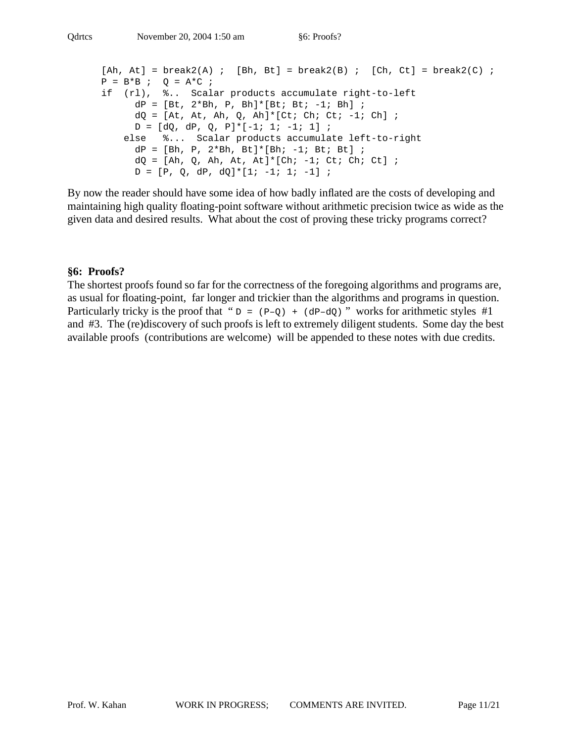```
[Ah, At] = break2(A) ;  [Bh, Bt] = break2(B) ;  [Ch, Ct] = break2(C) ;
P = B*B ;  Q = A*C ;
if  (rl),  %..  Scalar products accumulate right-to-left
      dP = [Bt, 2*Bh, P, Bh]*[Bt; Bt; -1; Bh] ;
      dQ = [At, At, Ah, Q, Ah]*[Ct; Ch; Ct; -1; Ch] ;
      D = [dQ, dP, Q, P]*[-1; 1; -1; 1] ;
    else   %...  Scalar products accumulate left-to-right
      dP = [Bh, P, 2*Bh, Bt]*[Bh; -1; Bt; Bt] ;
      dQ = [Ah, Q, Ah, At, At]*[Ch; -1; Ct; Ch; Ct] ;
      D = [P, Q, dP, dQ]*[1; -1; 1; -1] ;
```

By now the reader should have some idea of how badly inflated are the costs of developing and maintaining high quality floating-point software without arithmetic precision twice as wide as the given data and desired results. What about the cost of proving these tricky programs correct?

## §6: Proofs?

The shortest proofs found so far for the correctness of the foregoing algorithms and programs are, as usual for floating-point, far longer and trickier than the algorithms and programs in question. Particularly tricky is the proof that " `D = (P–Q) + (dP–dQ)` " works for arithmetic styles #1 and #3. The (re)discovery of such proofs is left to extremely diligent students. Some day the best available proofs (contributions are welcome) will be appended to these notes with due credits.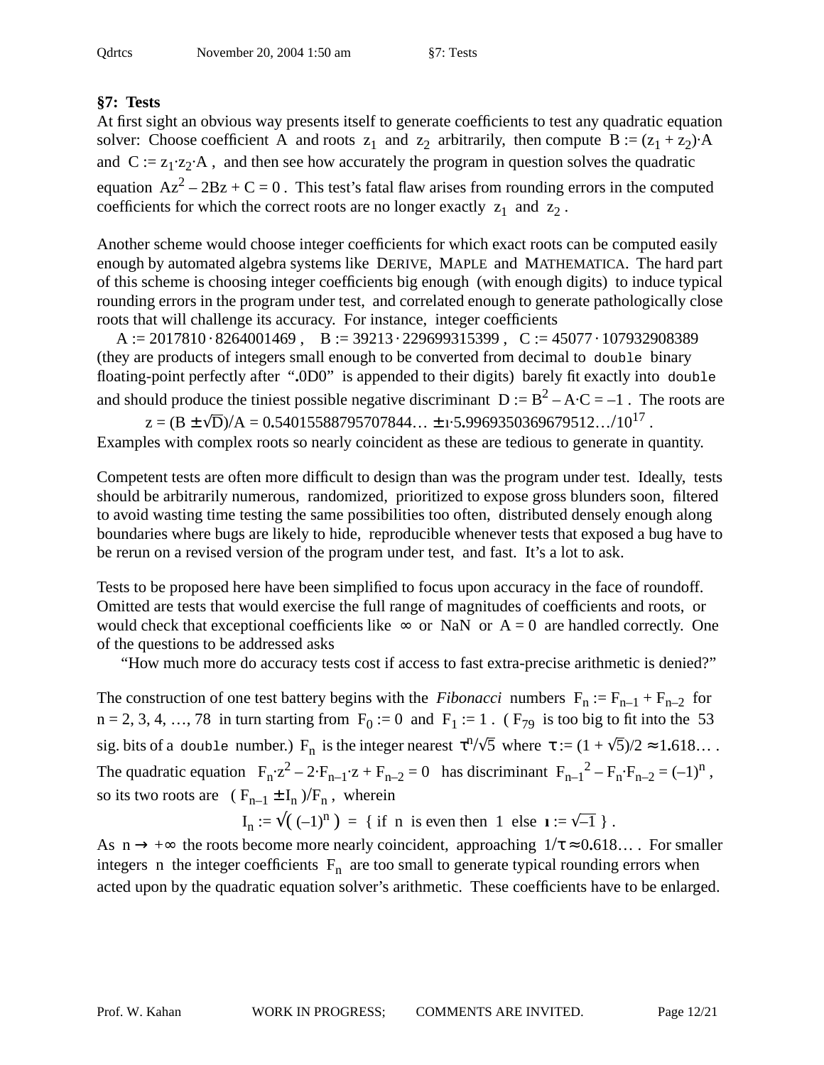## §7: Tests

At first sight an obvious way presents itself to generate coefficients to test any quadratic equation solver: Choose coefficient $A$ and roots $z_1$ and $z_2$ arbitrarily, then compute $B := (z_1 + z_2)\cdot A$ and $C := z_1\cdot z_2\cdot A$, and then see how accurately the program in question solves the quadratic equation $Az^2 - 2Bz + C = 0$. This test's fatal flaw arises from rounding errors in the computed coefficients for which the correct roots are no longer exactly $z_1$ and $z_2$.

Another scheme would choose integer coefficients for which exact roots can be computed easily enough by automated algebra systems like DERIVE, MAPLE and MATHEMATICA. The hard part of this scheme is choosing integer coefficients big enough (with enough digits) to induce typical rounding errors in the program under test, and correlated enough to generate pathologically close roots that will challenge its accuracy. For instance, integer coefficients

$$A := 2017810 \cdot 8264001469\ , \quad B := 39213 \cdot 229699315399\ , \quad C := 45077 \cdot 107932908389$$

(they are products of integers small enough to be converted from decimal to `double` binary floating-point perfectly after "**.**0D0" is appended to their digits) barely fit exactly into `double` and should produce the tiniest possible negative discriminant $D := B^2 - A\cdot C = -1$. The roots are

$$z = (B \pm \sqrt{D})/A = 0.54015588795707844\ldots \pm \imath\cdot 5.9969350369679512\ldots/10^{17}\ .$$

Examples with complex roots so nearly coincident as these are tedious to generate in quantity.

Competent tests are often more difficult to design than was the program under test. Ideally, tests should be arbitrarily numerous, randomized, prioritized to expose gross blunders soon, filtered to avoid wasting time testing the same possibilities too often, distributed densely enough along boundaries where bugs are likely to hide, reproducible whenever tests that exposed a bug have to be rerun on a revised version of the program under test, and fast. It's a lot to ask.

Tests to be proposed here have been simplified to focus upon accuracy in the face of roundoff. Omitted are tests that would exercise the full range of magnitudes of coefficients and roots, or would check that exceptional coefficients like $\infty$ or NaN or $A = 0$ are handled correctly. One of the questions to be addressed asks

"How much more do accuracy tests cost if access to fast extra-precise arithmetic is denied?"

The construction of one test battery begins with the *Fibonacci* numbers $F_n := F_{n-1} + F_{n-2}$ for $n = 2, 3, 4, \ldots, 78$ in turn starting from $F_0 := 0$ and $F_1 := 1$. ( $F_{79}$ is too big to fit into the 53 sig. bits of a `double` number.) $F_n$ is the integer nearest $\tau^n/\sqrt{5}$ where $\tau := (1 + \sqrt{5})/2 \approx 1.618\ldots$ . The quadratic equation $F_n\cdot z^2 - 2\cdot F_{n-1}\cdot z + F_{n-2} = 0$ has discriminant $F_{n-1}{}^2 - F_n\cdot F_{n-2} = (-1)^n$, so its two roots are $(F_{n-1} \pm I_n)/F_n$, wherein

$$I_n := \sqrt{(-1)^n}\ = \ \{\text{ if } n \text{ is even then } 1 \text{ else } \imath := \sqrt{-1}\ \}\ .$$

As $n \to +\infty$ the roots become more nearly coincident, approaching $1/\tau \approx 0.618\ldots$ . For smaller integers $n$ the integer coefficients $F_n$ are too small to generate typical rounding errors when acted upon by the quadratic equation solver's arithmetic. These coefficients have to be enlarged.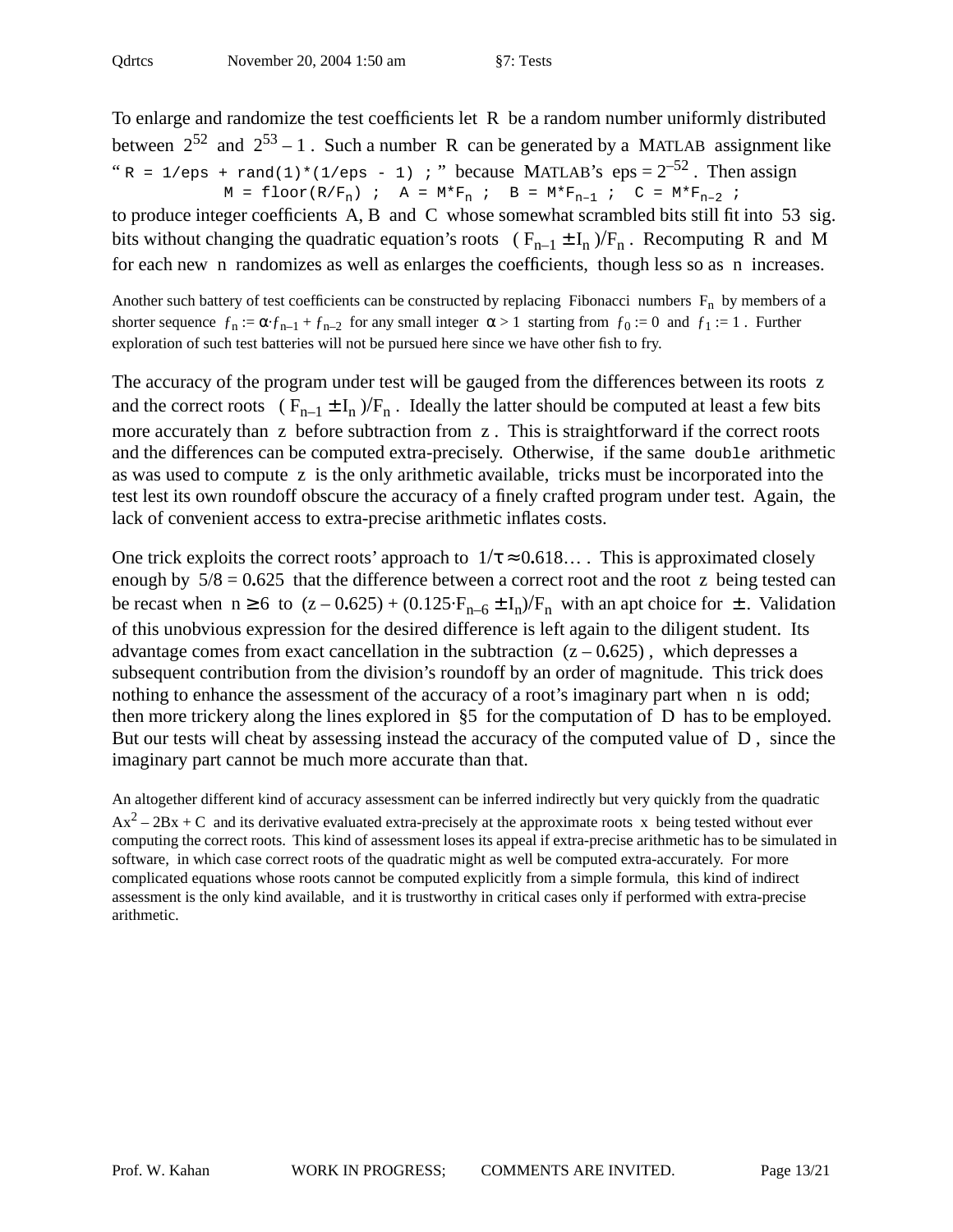To enlarge and randomize the test coefficients let R be a random number uniformly distributed between $2^{52}$ and $2^{53} - 1$. Such a number R can be generated by a MATLAB assignment like "`R = 1/eps + rand(1)*(1/eps - 1) ;`" because MATLAB's $\text{eps} = 2^{-52}$. Then assign

```
M = floor(R/F_n) ;  A = M*F_n ;  B = M*F_{n-1} ;  C = M*F_{n-2} ;
```

to produce integer coefficients A, B and C whose somewhat scrambled bits still fit into 53 sig. bits without changing the quadratic equation's roots $(F_{n-1} \pm I_n)/F_n$. Recomputing R and M for each new n randomizes as well as enlarges the coefficients, though less so as n increases.

Another such battery of test coefficients can be constructed by replacing Fibonacci numbers $F_n$ by members of a shorter sequence $f_n := \alpha \cdot f_{n-1} + f_{n-2}$ for any small integer $\alpha > 1$ starting from $f_0 := 0$ and $f_1 := 1$. Further exploration of such test batteries will not be pursued here since we have other fish to fry.

The accuracy of the program under test will be gauged from the differences between its roots z and the correct roots $(F_{n-1} \pm I_n)/F_n$. Ideally the latter should be computed at least a few bits more accurately than z before subtraction from z. This is straightforward if the correct roots and the differences can be computed extra-precisely. Otherwise, if the same `double` arithmetic as was used to compute z is the only arithmetic available, tricks must be incorporated into the test lest its own roundoff obscure the accuracy of a finely crafted program under test. Again, the lack of convenient access to extra-precise arithmetic inflates costs.

One trick exploits the correct roots' approach to $1/\tau \approx 0.618\ldots$. This is approximated closely enough by $5/8 = 0.625$ that the difference between a correct root and the root z being tested can be recast when $n \geq 6$ to $(z - 0.625) + (0.125 \cdot F_{n-6} \pm I_n)/F_n$ with an apt choice for $\pm$. Validation of this unobvious expression for the desired difference is left again to the diligent student. Its advantage comes from exact cancellation in the subtraction $(z - 0.625)$, which depresses a subsequent contribution from the division's roundoff by an order of magnitude. This trick does nothing to enhance the assessment of the accuracy of a root's imaginary part when n is odd; then more trickery along the lines explored in §5 for the computation of D has to be employed. But our tests will cheat by assessing instead the accuracy of the computed value of D, since the imaginary part cannot be much more accurate than that.

An altogether different kind of accuracy assessment can be inferred indirectly but very quickly from the quadratic $Ax^2 - 2Bx + C$ and its derivative evaluated extra-precisely at the approximate roots x being tested without ever computing the correct roots. This kind of assessment loses its appeal if extra-precise arithmetic has to be simulated in software, in which case correct roots of the quadratic might as well be computed extra-accurately. For more complicated equations whose roots cannot be computed explicitly from a simple formula, this kind of indirect assessment is the only kind available, and it is trustworthy in critical cases only if performed with extra-precise arithmetic.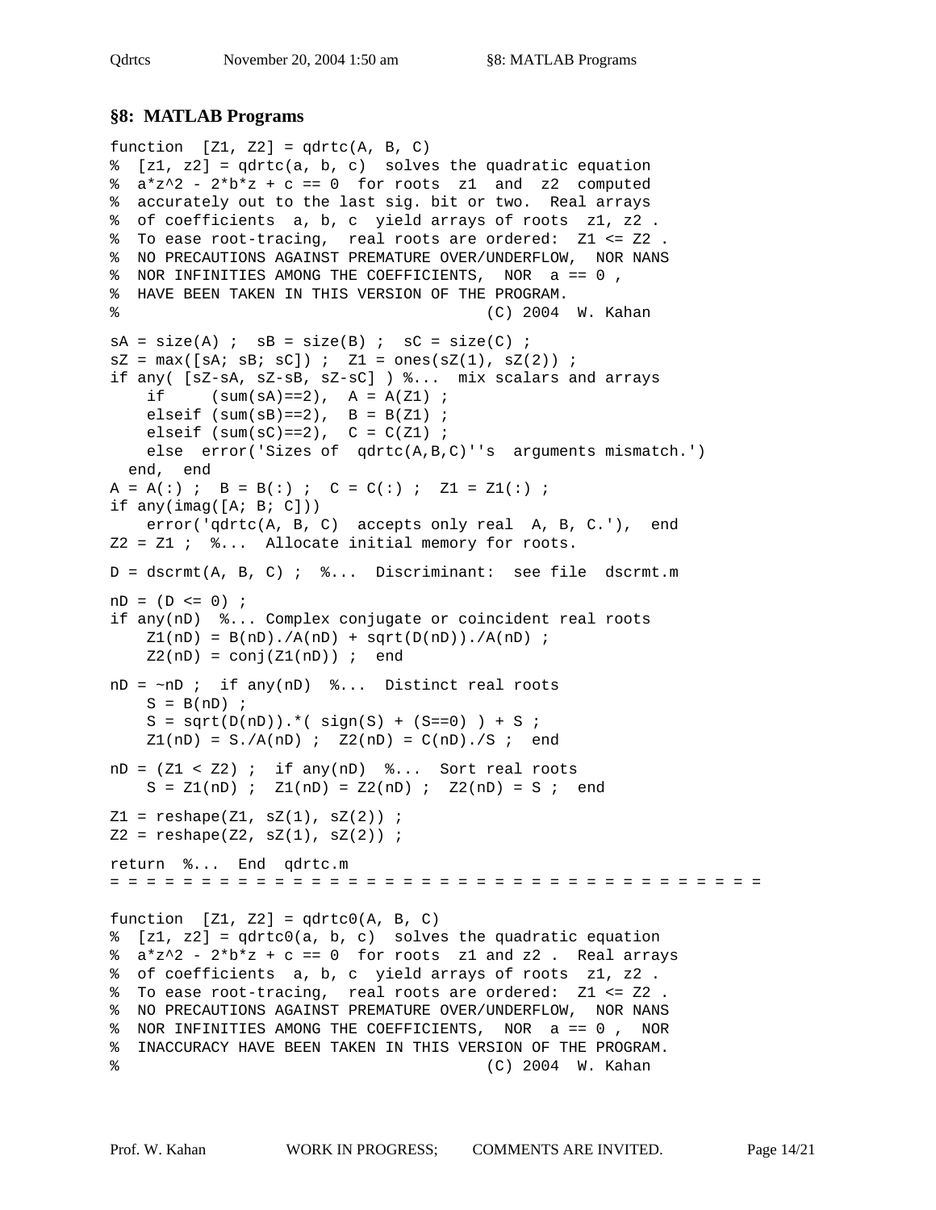## §8: MATLAB Programs

```
function  [Z1, Z2] = qdrtc(A, B, C)
%  [z1, z2] = qdrtc(a, b, c)  solves the quadratic equation
%  a*z^2 - 2*b*z + c == 0  for roots  z1  and  z2  computed
%  accurately out to the last sig. bit or two.  Real arrays
%  of coefficients  a, b, c  yield arrays of roots  z1, z2 .
%  To ease root-tracing,  real roots are ordered:  Z1 <= Z2 .
%  NO PRECAUTIONS AGAINST PREMATURE OVER/UNDERFLOW,  NOR NANS
%  NOR INFINITIES AMONG THE COEFFICIENTS,  NOR  a == 0 ,
%  HAVE BEEN TAKEN IN THIS VERSION OF THE PROGRAM.
%                                        (C) 2004  W. Kahan

sA = size(A) ;  sB = size(B) ;  sC = size(C) ;
sZ = max([sA; sB; sC]) ;  Z1 = ones(sZ(1), sZ(2)) ;
if any( [sZ-sA, sZ-sB, sZ-sC] ) %...  mix scalars and arrays
    if     (sum(sA)==2),  A = A(Z1) ;
    elseif (sum(sB)==2),  B = B(Z1) ;
    elseif (sum(sC)==2),  C = C(Z1) ;
    else  error('Sizes of  qdrtc(A,B,C)''s  arguments mismatch.')
  end,  end
A = A(:) ;  B = B(:) ;  C = C(:) ;  Z1 = Z1(:) ;
if any(imag([A; B; C]))
    error('qdrtc(A, B, C)  accepts only real  A, B, C.'),  end
Z2 = Z1 ;  %...  Allocate initial memory for roots.

D = dscrmt(A, B, C) ;  %...  Discriminant:  see file  dscrmt.m

nD = (D <= 0) ;
if any(nD)  %... Complex conjugate or coincident real roots
    Z1(nD) = B(nD)./A(nD) + sqrt(D(nD))./A(nD) ;
    Z2(nD) = conj(Z1(nD)) ;  end

nD = ~nD ;  if any(nD)  %...  Distinct real roots
    S = B(nD) ;
    S = sqrt(D(nD)).*( sign(S) + (S==0) ) + S ;
    Z1(nD) = S./A(nD) ;  Z2(nD) = C(nD)./S ;  end

nD = (Z1 < Z2) ;  if any(nD)  %...  Sort real roots
    S = Z1(nD) ;  Z1(nD) = Z2(nD) ;  Z2(nD) = S ;  end

Z1 = reshape(Z1, sZ(1), sZ(2)) ;
Z2 = reshape(Z2, sZ(1), sZ(2)) ;

return  %...  End  qdrtc.m
= = = = = = = = = = = = = = = = = = = = = = = = = = = = = = = = = = = = = = = = =

function  [Z1, Z2] = qdrtc0(A, B, C)
%  [z1, z2] = qdrtc0(a, b, c)  solves the quadratic equation
%  a*z^2 - 2*b*z + c == 0  for roots  z1 and z2 .  Real arrays
%  of coefficients  a, b, c  yield arrays of roots  z1, z2 .
%  To ease root-tracing,  real roots are ordered:  Z1 <= Z2 .
%  NO PRECAUTIONS AGAINST PREMATURE OVER/UNDERFLOW,  NOR NANS
%  NOR INFINITIES AMONG THE COEFFICIENTS,  NOR  a == 0 ,  NOR
%  INACCURACY HAVE BEEN TAKEN IN THIS VERSION OF THE PROGRAM.
%                                        (C) 2004  W. Kahan
```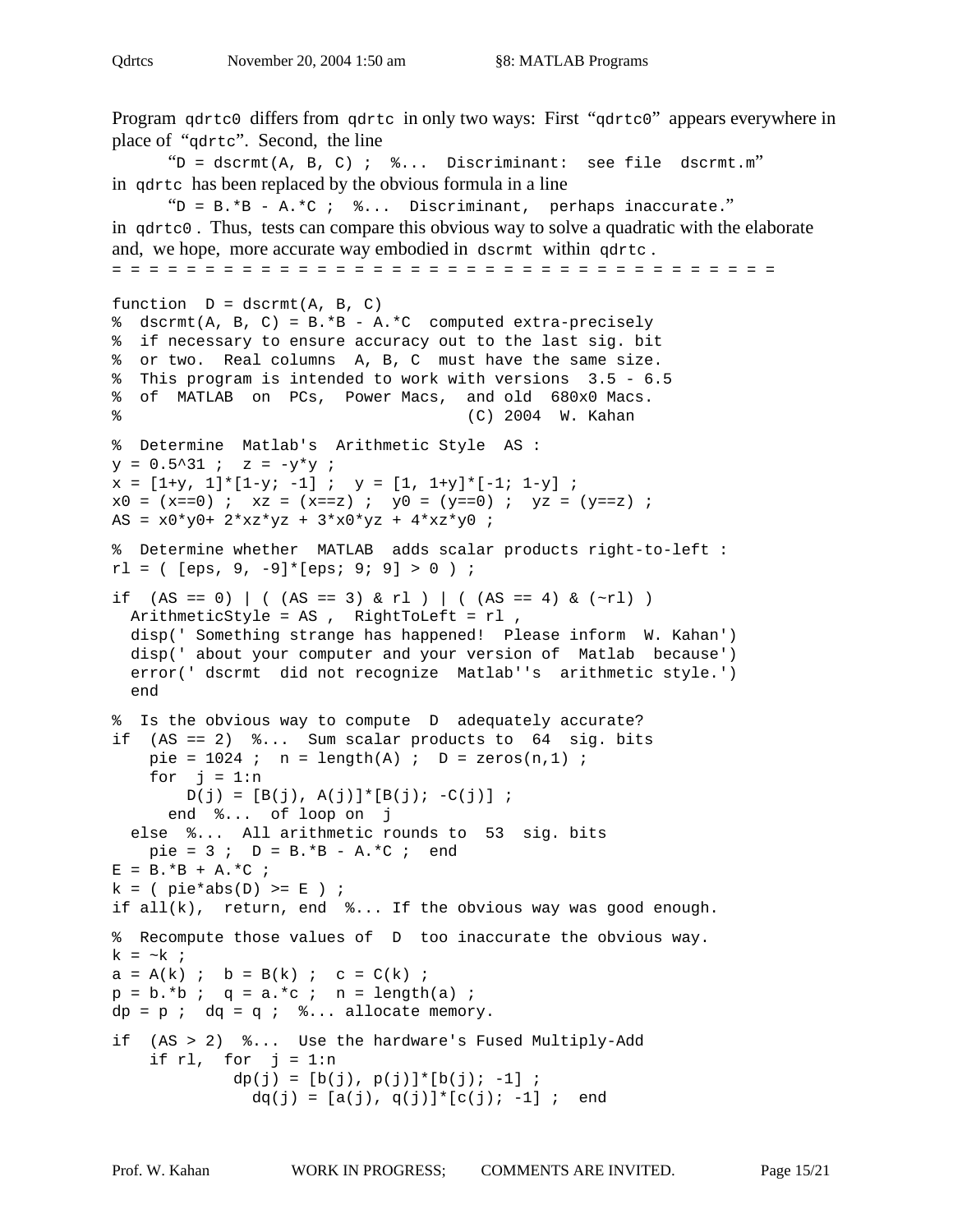Program `qdrtc0` differs from `qdrtc` in only two ways: First "`qdrtc0`" appears everywhere in place of "`qdrtc`". Second, the line

"`D = dscrmt(A, B, C) ;  %...  Discriminant:  see file  dscrmt.m`"

in `qdrtc` has been replaced by the obvious formula in a line

"`D = B.*B - A.*C ;  %...  Discriminant,  perhaps inaccurate.`"

in `qdrtc0` . Thus, tests can compare this obvious way to solve a quadratic with the elaborate and, we hope, more accurate way embodied in `dscrmt` within `qdrtc` .

= = = = = = = = = = = = = = = = = = = = = = = = = = = = = = = = = = = = = = = = = =

```
function  D = dscrmt(A, B, C)
%  dscrmt(A, B, C) = B.*B - A.*C  computed extra-precisely
%  if necessary to ensure accuracy out to the last sig. bit
%  or two.  Real columns  A, B, C  must have the same size.
%  This program is intended to work with versions  3.5 - 6.5
%  of  MATLAB  on  PCs,  Power Macs,  and old  680x0 Macs.
%                                     (C) 2004  W. Kahan

%  Determine  Matlab's  Arithmetic Style  AS :
y = 0.5^31 ;  z = -y*y ;
x = [1+y, 1]*[1-y; -1] ;  y = [1, 1+y]*[-1; 1-y] ;
x0 = (x==0) ;  xz = (x==z) ;  y0 = (y==0) ;  yz = (y==z) ;
AS = x0*y0+ 2*xz*yz + 3*x0*yz + 4*xz*y0 ;

%  Determine whether  MATLAB  adds scalar products right-to-left :
rl = ( [eps, 9, -9]*[eps; 9; 9] > 0 ) ;

if  (AS == 0) | ( (AS == 3) & rl ) | ( (AS == 4) & (~rl) )
  ArithmeticStyle = AS ,  RightToLeft = rl ,
  disp(' Something strange has happened!  Please inform  W. Kahan')
  disp(' about your computer and your version of  Matlab  because')
  error(' dscrmt  did not recognize  Matlab''s  arithmetic style.')
  end

%  Is the obvious way to compute  D  adequately accurate?
if  (AS == 2)  %...  Sum scalar products to  64  sig. bits
    pie = 1024 ;  n = length(A) ;  D = zeros(n,1) ;
    for  j = 1:n
        D(j) = [B(j), A(j)]*[B(j); -C(j)] ;
      end  %...  of loop on  j
  else  %...  All arithmetic rounds to  53  sig. bits
    pie = 3 ;  D = B.*B - A.*C ;  end
E = B.*B + A.*C ;
k = ( pie*abs(D) >= E ) ;
if all(k),  return, end  %... If the obvious way was good enough.

%  Recompute those values of  D  too inaccurate the obvious way.
k = ~k ;
a = A(k) ;  b = B(k) ;  c = C(k) ;
p = b.*b ;  q = a.*c ;  n = length(a) ;
dp = p ;  dq = q ;  %... allocate memory.

if  (AS > 2)  %...  Use the hardware's Fused Multiply-Add
    if rl,  for  j = 1:n
             dp(j) = [b(j), p(j)]*[b(j); -1] ;
               dq(j) = [a(j), q(j)]*[c(j); -1] ;  end
```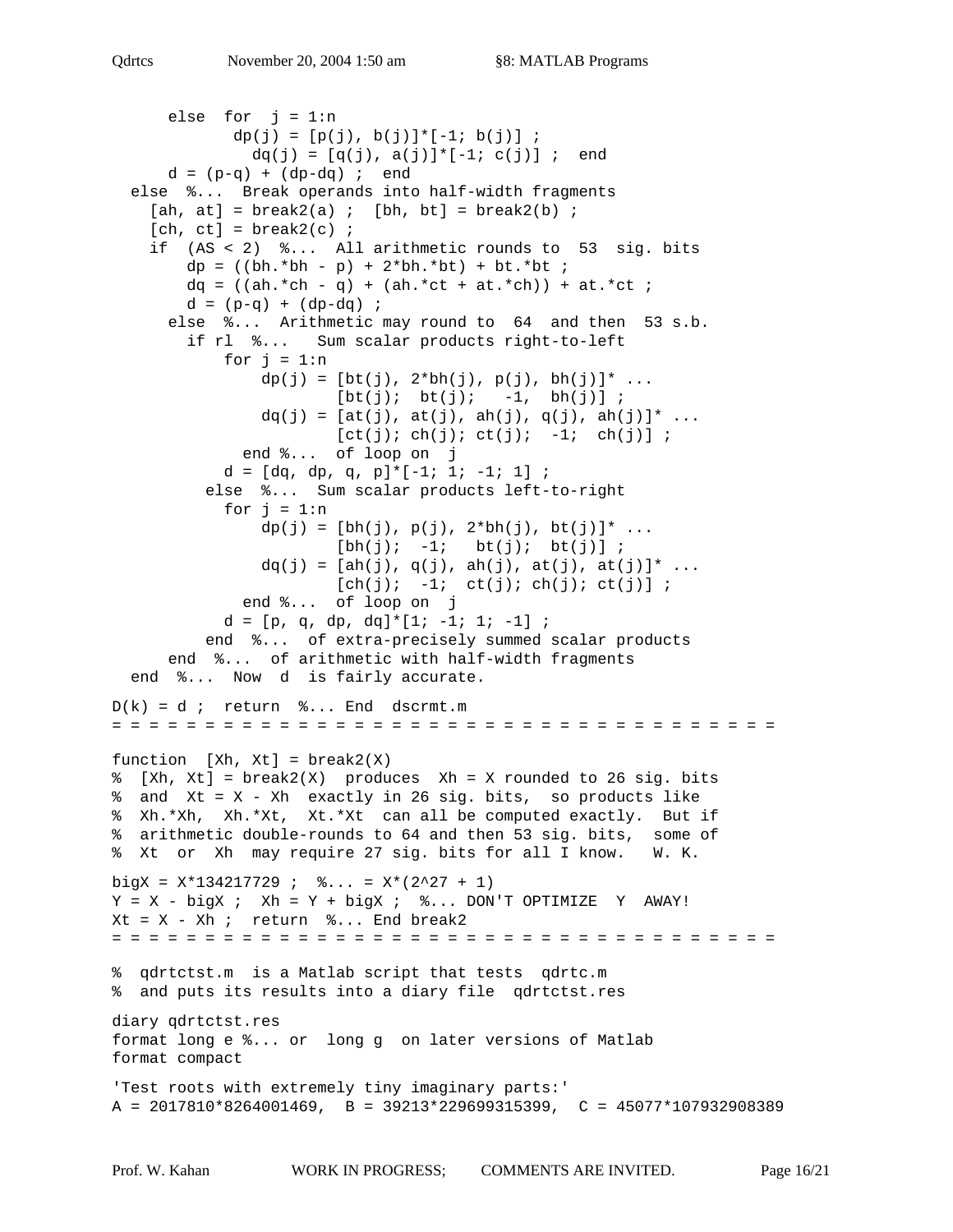```
      else  for  j = 1:n
             dp(j) = [p(j), b(j)]*[-1; b(j)] ;
               dq(j) = [q(j), a(j)]*[-1; c(j)] ;  end
      d = (p-q) + (dp-dq) ;  end
  else  %...  Break operands into half-width fragments
    [ah, at] = break2(a) ;  [bh, bt] = break2(b) ;
    [ch, ct] = break2(c) ;
    if  (AS < 2)  %...  All arithmetic rounds to  53  sig. bits
        dp = ((bh.*bh - p) + 2*bh.*bt) + bt.*bt ;
        dq = ((ah.*ch - q) + (ah.*ct + at.*ch)) + at.*ct ;
        d = (p-q) + (dp-dq) ;
      else  %...  Arithmetic may round to  64  and then  53 s.b.
        if rl  %...   Sum scalar products right-to-left
            for j = 1:n
                dp(j) = [bt(j), 2*bh(j), p(j), bh(j)]* ...
                        [bt(j);  bt(j);   -1,  bh(j)] ;
                dq(j) = [at(j), at(j), ah(j), q(j), ah(j)]* ...
                        [ct(j); ch(j); ct(j);  -1;  ch(j)] ;
              end %...  of loop on  j
            d = [dq, dp, q, p]*[-1; 1; -1; 1] ;
          else  %...  Sum scalar products left-to-right
            for j = 1:n
                dp(j) = [bh(j), p(j), 2*bh(j), bt(j)]* ...
                        [bh(j);  -1;   bt(j);  bt(j)] ;
                dq(j) = [ah(j), q(j), ah(j), at(j), at(j)]* ...
                        [ch(j);  -1;  ct(j); ch(j); ct(j)] ;
              end %...  of loop on  j
            d = [p, q, dp, dq]*[1; -1; 1; -1] ;
          end  %...  of extra-precisely summed scalar products
      end  %...  of arithmetic with half-width fragments
  end  %...  Now  d  is fairly accurate.

D(k) = d ;  return  %... End  dscrmt.m
= = = = = = = = = = = = = = = = = = = = = = = = = = = = = = = = = = = = = = =

function  [Xh, Xt] = break2(X)
%  [Xh, Xt] = break2(X)  produces  Xh = X rounded to 26 sig. bits
%  and  Xt = X - Xh  exactly in 26 sig. bits,  so products like
%  Xh.*Xh,  Xh.*Xt,  Xt.*Xt  can all be computed exactly.  But if
%  arithmetic double-rounds to 64 and then 53 sig. bits,  some of
%  Xt  or  Xh  may require 27 sig. bits for all I know.   W. K.

bigX = X*134217729 ;  %... = X*(2^27 + 1)
Y = X - bigX ;  Xh = Y + bigX ;  %... DON'T OPTIMIZE  Y  AWAY!
Xt = X - Xh ;  return  %... End break2
= = = = = = = = = = = = = = = = = = = = = = = = = = = = = = = = = = = = = = =

%  qdrtctst.m  is a Matlab script that tests  qdrtc.m
%  and puts its results into a diary file  qdrtctst.res

diary qdrtctst.res
format long e %... or  long g  on later versions of Matlab
format compact

'Test roots with extremely tiny imaginary parts:'
A = 2017810*8264001469,  B = 39213*229699315399,  C = 45077*107932908389
```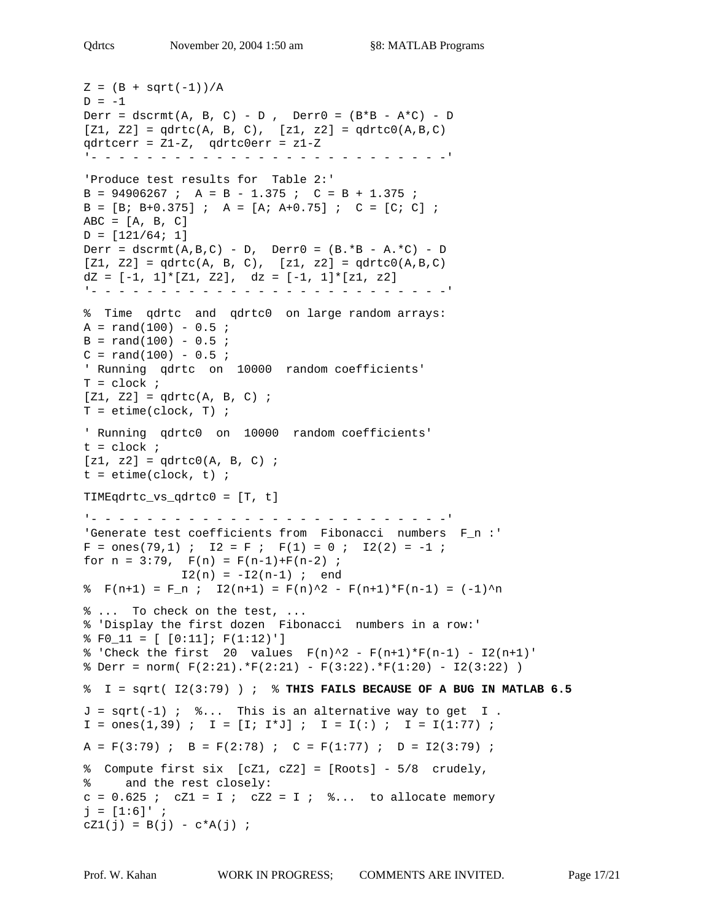```
Z = (B + sqrt(-1))/A
D = -1
Derr = dscrmt(A, B, C) - D ,  Derr0 = (B*B - A*C) - D
[Z1, Z2] = qdrtc(A, B, C),  [z1, z2] = qdrtc0(A,B,C)
qdrtcerr = Z1-Z,  qdrtc0err = z1-Z
'- - - - - - - - - - - - - - - - - - - - - - - - - - -'

'Produce test results for  Table 2:'
B = 94906267 ;  A = B - 1.375 ;  C = B + 1.375 ;
B = [B; B+0.375] ;  A = [A; A+0.75] ;  C = [C; C] ;
ABC = [A, B, C]
D = [121/64; 1]
Derr = dscrmt(A,B,C) - D,  Derr0 = (B.*B - A.*C) - D
[Z1, Z2] = qdrtc(A, B, C),  [z1, z2] = qdrtc0(A,B,C)
dZ = [-1, 1]*[Z1, Z2],  dz = [-1, 1]*[z1, z2]
'- - - - - - - - - - - - - - - - - - - - - - - - - - -'

%  Time  qdrtc  and  qdrtc0  on large random arrays:
A = rand(100) - 0.5 ;
B = rand(100) - 0.5 ;
C = rand(100) - 0.5 ;
' Running  qdrtc  on  10000  random coefficients'
T = clock ;
[Z1, Z2] = qdrtc(A, B, C) ;
T = etime(clock, T) ;

' Running  qdrtc0  on  10000  random coefficients'
t = clock ;
[z1, z2] = qdrtc0(A, B, C) ;
t = etime(clock, t) ;

TIMEqdrtc_vs_qdrtc0 = [T, t]

'- - - - - - - - - - - - - - - - - - - - - - - - - - -'
'Generate test coefficients from  Fibonacci  numbers  F_n :'
F = ones(79,1) ;  I2 = F ;  F(1) = 0 ;  I2(2) = -1 ;
for n = 3:79,  F(n) = F(n-1)+F(n-2) ;
            I2(n) = -I2(n-1) ;  end
%  F(n+1) = F_n ;  I2(n+1) = F(n)^2 - F(n+1)*F(n-1) = (-1)^n

% ...  To check on the test, ...
% 'Display the first dozen  Fibonacci  numbers in a row:'
% F0_11 = [ [0:11]; F(1:12)']
% 'Check the first  20  values  F(n)^2 - F(n+1)*F(n-1) - I2(n+1)'
% Derr = norm( F(2:21).*F(2:21) - F(3:22).*F(1:20) - I2(3:22) )

%  I = sqrt( I2(3:79) ) ;  % THIS FAILS BECAUSE OF A BUG IN MATLAB 6.5

J = sqrt(-1) ;  %...  This is an alternative way to get  I .
I = ones(1,39) ;  I = [I; I*J] ;  I = I(:) ;  I = I(1:77) ;

A = F(3:79) ;  B = F(2:78) ;  C = F(1:77) ;  D = I2(3:79) ;

%  Compute first six  [cZ1, cZ2] = [Roots] - 5/8  crudely,
%     and the rest closely:
c = 0.625 ;  cZ1 = I ;  cZ2 = I ;  %...  to allocate memory
j = [1:6]' ;
cZ1(j) = B(j) - c*A(j) ;
```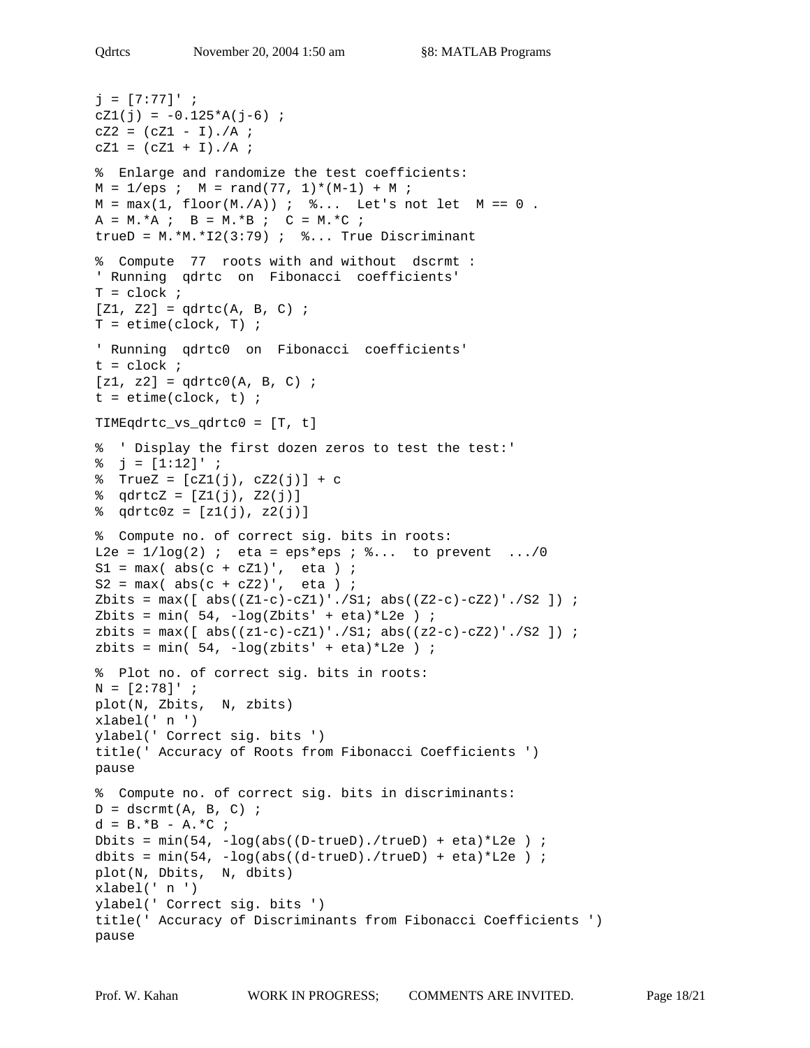```
j = [7:77]' ;
cZ1(j) = -0.125*A(j-6) ;
cZ2 = (cZ1 - I)./A ;
cZ1 = (cZ1 + I)./A ;

%  Enlarge and randomize the test coefficients:
M = 1/eps ;  M = rand(77, 1)*(M-1) + M ;
M = max(1, floor(M./A)) ;  %...  Let's not let  M == 0 .
A = M.*A ;  B = M.*B ;  C = M.*C ;
trueD = M.*M.*I2(3:79) ;  %... True Discriminant

%  Compute  77  roots with and without  dscrmt :
' Running  qdrtc  on  Fibonacci  coefficients'
T = clock ;
[Z1, Z2] = qdrtc(A, B, C) ;
T = etime(clock, T) ;

' Running  qdrtc0  on  Fibonacci  coefficients'
t = clock ;
[z1, z2] = qdrtc0(A, B, C) ;
t = etime(clock, t) ;

TIMEqdrtc_vs_qdrtc0 = [T, t]

%  ' Display the first dozen zeros to test the test:'
%  j = [1:12]' ;
%  TrueZ = [cZ1(j), cZ2(j)] + c
%  qdrtcZ = [Z1(j), Z2(j)]
%  qdrtc0z = [z1(j), z2(j)]

%  Compute no. of correct sig. bits in roots:
L2e = 1/log(2) ;  eta = eps*eps ; %...  to prevent  .../0
S1 = max( abs(c + cZ1)',  eta ) ;
S2 = max( abs(c + cZ2)',  eta ) ;
Zbits = max([ abs((Z1-c)-cZ1)'./S1; abs((Z2-c)-cZ2)'./S2 ]) ;
Zbits = min( 54, -log(Zbits' + eta)*L2e ) ;
zbits = max([ abs((z1-c)-cZ1)'./S1; abs((z2-c)-cZ2)'./S2 ]) ;
zbits = min( 54, -log(zbits' + eta)*L2e ) ;

%  Plot no. of correct sig. bits in roots:
N = [2:78]' ;
plot(N, Zbits,  N, zbits)
xlabel(' n ')
ylabel(' Correct sig. bits ')
title(' Accuracy of Roots from Fibonacci Coefficients ')
pause

%  Compute no. of correct sig. bits in discriminants:
D = dscrmt(A, B, C) ;
d = B.*B - A.*C ;
Dbits = min(54, -log(abs((D-trueD)./trueD) + eta)*L2e ) ;
dbits = min(54, -log(abs((d-trueD)./trueD) + eta)*L2e ) ;
plot(N, Dbits,  N, dbits)
xlabel(' n ')
ylabel(' Correct sig. bits ')
title(' Accuracy of Discriminants from Fibonacci Coefficients ')
pause
```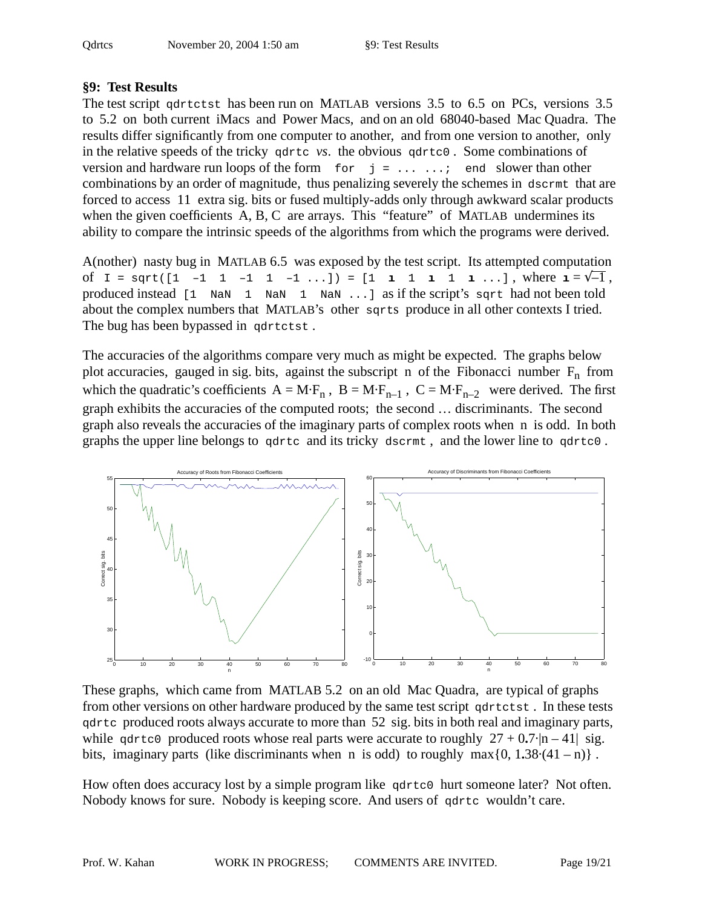## §9: Test Results

The test script `qdrtctst` has been run on MATLAB versions 3.5 to 6.5 on PCs, versions 3.5 to 5.2 on both current iMacs and Power Macs, and on an old 68040-based Mac Quadra. The results differ significantly from one computer to another, and from one version to another, only in the relative speeds of the tricky `qdrtc` *vs*. the obvious `qdrtc0`. Some combinations of version and hardware run loops of the form `for j = ... ...; end` slower than other combinations by an order of magnitude, thus penalizing severely the schemes in `dscrmt` that are forced to access 11 extra sig. bits or fused multiply-adds only through awkward scalar products when the given coefficients A, B, C are arrays. This "feature" of MATLAB undermines its ability to compare the intrinsic speeds of the algorithms from which the programs were derived.

A(nother) nasty bug in MATLAB 6.5 was exposed by the test script. Its attempted computation of `I = sqrt([1 -1 1 -1 1 -1 ...]) = [1 ı 1 ı 1 ı ...]`, where $ı = \sqrt{-1}$, produced instead `[1 NaN 1 NaN 1 NaN ...]` as if the script's `sqrt` had not been told about the complex numbers that MATLAB's other `sqrts` produce in all other contexts I tried. The bug has been bypassed in `qdrtctst`.

The accuracies of the algorithms compare very much as might be expected. The graphs below plot accuracies, gauged in sig. bits, against the subscript n of the Fibonacci number $F_n$ from which the quadratic's coefficients $A = M\cdot F_n$, $B = M\cdot F_{n-1}$, $C = M\cdot F_{n-2}$ were derived. The first graph exhibits the accuracies of the computed roots; the second … discriminants. The second graph also reveals the accuracies of the imaginary parts of complex roots when n is odd. In both graphs the upper line belongs to `qdrtc` and its tricky `dscrmt`, and the lower line to `qdrtc0`.

These graphs, which came from MATLAB 5.2 on an old Mac Quadra, are typical of graphs from other versions on other hardware produced by the same test script `qdrtctst`. In these tests `qdrtc` produced roots always accurate to more than 52 sig. bits in both real and imaginary parts, while `qdrtc0` produced roots whose real parts were accurate to roughly $27 + 0.7\cdot|n - 41|$ sig. bits, imaginary parts (like discriminants when n is odd) to roughly $\max\{0, 1.38\cdot(41 - n)\}$.

How often does accuracy lost by a simple program like `qdrtc0` hurt someone later? Not often. Nobody knows for sure. Nobody is keeping score. And users of `qdrtc` wouldn't care.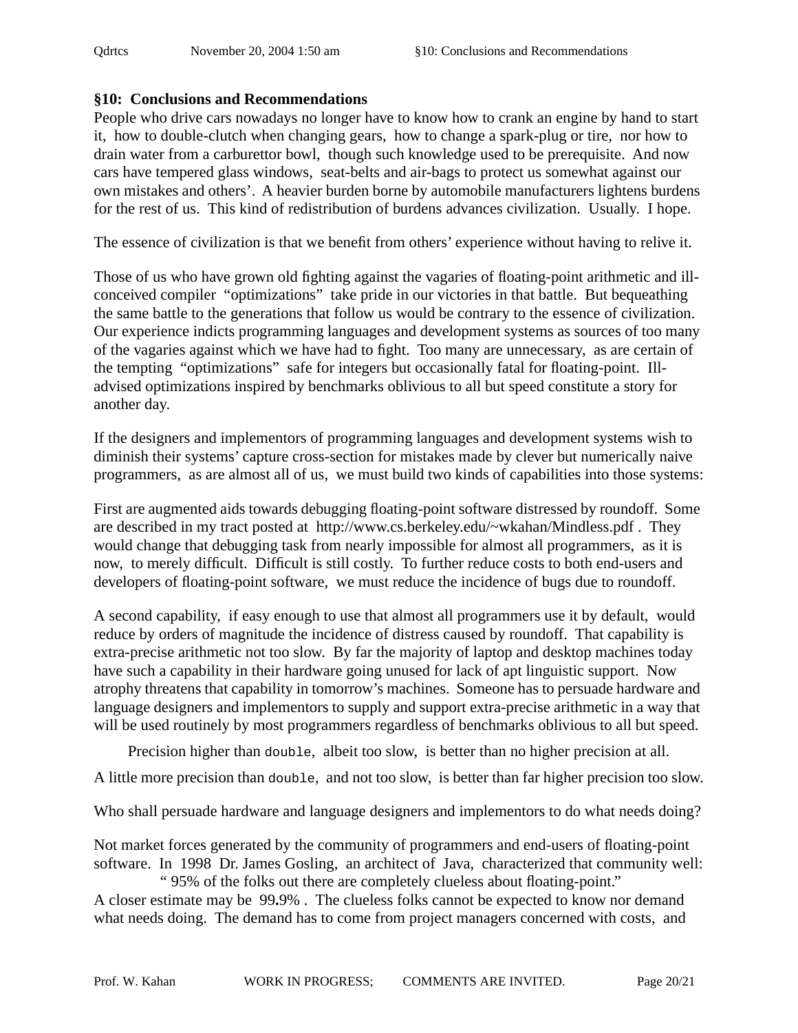## §10: Conclusions and Recommendations

People who drive cars nowadays no longer have to know how to crank an engine by hand to start it, how to double-clutch when changing gears, how to change a spark-plug or tire, nor how to drain water from a carburettor bowl, though such knowledge used to be prerequisite. And now cars have tempered glass windows, seat-belts and air-bags to protect us somewhat against our own mistakes and others'. A heavier burden borne by automobile manufacturers lightens burdens for the rest of us. This kind of redistribution of burdens advances civilization. Usually. I hope.

The essence of civilization is that we benefit from others' experience without having to relive it.

Those of us who have grown old fighting against the vagaries of floating-point arithmetic and ill-conceived compiler "optimizations" take pride in our victories in that battle. But bequeathing the same battle to the generations that follow us would be contrary to the essence of civilization. Our experience indicts programming languages and development systems as sources of too many of the vagaries against which we have had to fight. Too many are unnecessary, as are certain of the tempting "optimizations" safe for integers but occasionally fatal for floating-point. Ill-advised optimizations inspired by benchmarks oblivious to all but speed constitute a story for another day.

If the designers and implementors of programming languages and development systems wish to diminish their systems' capture cross-section for mistakes made by clever but numerically naive programmers, as are almost all of us, we must build two kinds of capabilities into those systems:

First are augmented aids towards debugging floating-point software distressed by roundoff. Some are described in my tract posted at http://www.cs.berkeley.edu/~wkahan/Mindless.pdf . They would change that debugging task from nearly impossible for almost all programmers, as it is now, to merely difficult. Difficult is still costly. To further reduce costs to both end-users and developers of floating-point software, we must reduce the incidence of bugs due to roundoff.

A second capability, if easy enough to use that almost all programmers use it by default, would reduce by orders of magnitude the incidence of distress caused by roundoff. That capability is extra-precise arithmetic not too slow. By far the majority of laptop and desktop machines today have such a capability in their hardware going unused for lack of apt linguistic support. Now atrophy threatens that capability in tomorrow's machines. Someone has to persuade hardware and language designers and implementors to supply and support extra-precise arithmetic in a way that will be used routinely by most programmers regardless of benchmarks oblivious to all but speed.

Precision higher than `double`, albeit too slow, is better than no higher precision at all.

A little more precision than `double`, and not too slow, is better than far higher precision too slow.

Who shall persuade hardware and language designers and implementors to do what needs doing?

Not market forces generated by the community of programmers and end-users of floating-point software. In 1998 Dr. James Gosling, an architect of Java, characterized that community well:

" 95% of the folks out there are completely clueless about floating-point."

A closer estimate may be 99**.**9% . The clueless folks cannot be expected to know nor demand what needs doing. The demand has to come from project managers concerned with costs, and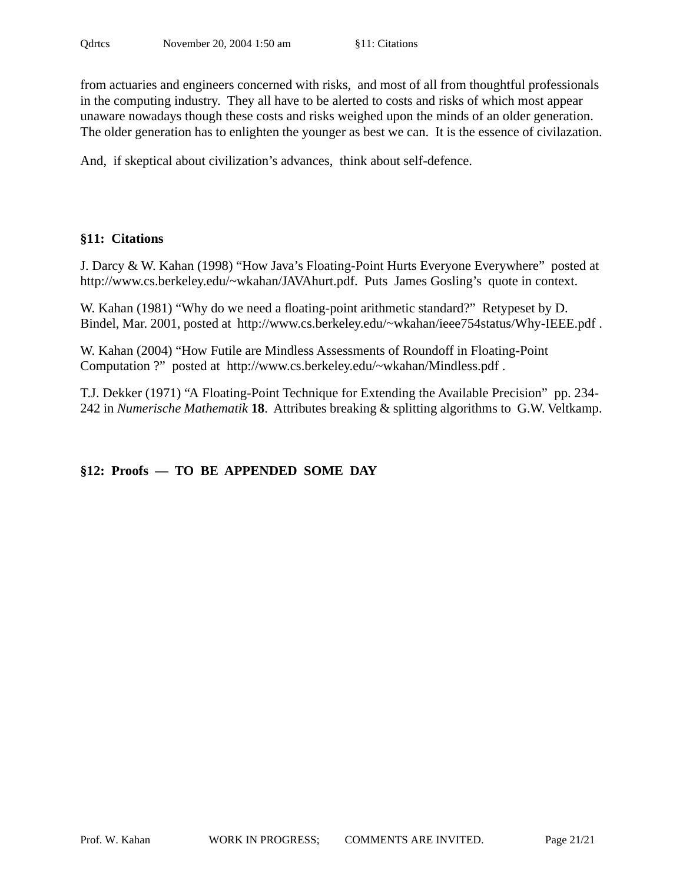from actuaries and engineers concerned with risks, and most of all from thoughtful professionals in the computing industry. They all have to be alerted to costs and risks of which most appear unaware nowadays though these costs and risks weighed upon the minds of an older generation. The older generation has to enlighten the younger as best we can. It is the essence of civilazation.

And, if skeptical about civilization's advances, think about self-defence.

## §11: Citations

J. Darcy & W. Kahan (1998) "How Java's Floating-Point Hurts Everyone Everywhere" posted at http://www.cs.berkeley.edu/~wkahan/JAVAhurt.pdf. Puts James Gosling's quote in context.

W. Kahan (1981) "Why do we need a floating-point arithmetic standard?" Retypeset by D. Bindel, Mar. 2001, posted at http://www.cs.berkeley.edu/~wkahan/ieee754status/Why-IEEE.pdf .

W. Kahan (2004) "How Futile are Mindless Assessments of Roundoff in Floating-Point Computation ?" posted at http://www.cs.berkeley.edu/~wkahan/Mindless.pdf .

T.J. Dekker (1971) "A Floating-Point Technique for Extending the Available Precision" pp. 234-242 in *Numerische Mathematik* **18**. Attributes breaking & splitting algorithms to G.W. Veltkamp.

## §12: Proofs — TO BE APPENDED SOME DAY